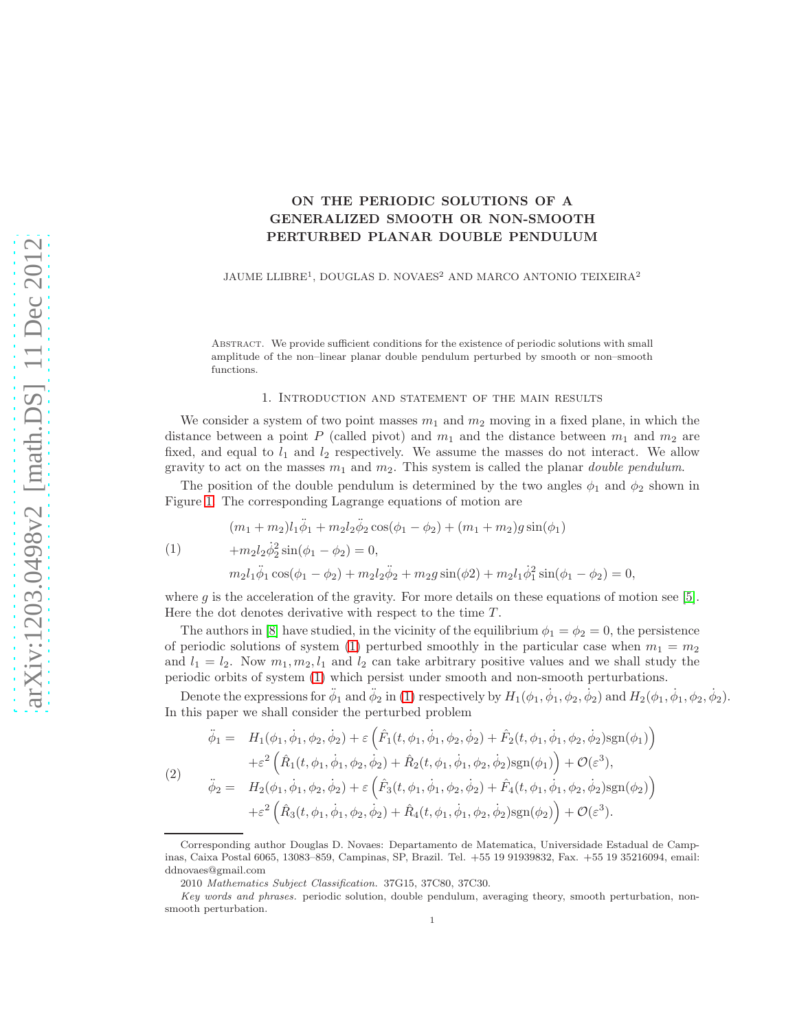# ON THE PERIODIC SOLUTIONS OF A GENERALIZED SMOOTH OR NON-SMOOTH PERTURBED PLANAR DOUBLE PENDULUM

JAUME LLIBRE[1], DOUGLAS D. NOVAES[2] AND MARCO ANTONIO TEIXEIRA[2]

Abstract. We provide sufficient conditions for the existence of periodic solutions with small amplitude of the non–linear planar double pendulum perturbed by smooth or non–smooth functions.

## 1. Introduction and statement of the main results

We consider a system of two point masses $m_1$ and $m_2$ moving in a fixed plane, in which the distance between a point $P$ (called pivot) and $m_1$ and the distance between $m_1$ and $m_2$ are fixed, and equal to $l_1$ and $l_2$ respectively. We assume the masses do not interact. We allow gravity to act on the masses $m_1$ and $m_2$. This system is called the planar *double pendulum*.

The position of the double pendulum is determined by the two angles $\phi_1$ and $\phi_2$ shown in Figure 1. The corresponding Lagrange equations of motion are

$$
\begin{aligned}
&(m_1+m_2)l_1\ddot{\phi}_1 + m_2 l_2 \ddot{\phi}_2 \cos(\phi_1-\phi_2) + (m_1+m_2) g \sin(\phi_1)\\
&+ m_2 l_2 \dot{\phi}_2^2 \sin(\phi_1-\phi_2) = 0, \qquad (1)\\
&m_2 l_1 \ddot{\phi}_1 \cos(\phi_1-\phi_2) + m_2 l_2 \ddot{\phi}_2 + m_2 g \sin(\phi 2) + m_2 l_1 \dot{\phi}_1^2 \sin(\phi_1-\phi_2) = 0,
\end{aligned}
$$

where $g$ is the acceleration of the gravity. For more details on these equations of motion see [5]. Here the dot denotes derivative with respect to the time $T$.

The authors in [8] have studied, in the vicinity of the equilibrium $\phi_1=\phi_2=0$, the persistence of periodic solutions of system (1) perturbed smoothly in the particular case when $m_1=m_2$ and $l_1=l_2$. Now $m_1, m_2, l_1$ and $l_2$ can take arbitrary positive values and we shall study the periodic orbits of system (1) which persist under smooth and non-smooth perturbations.

Denote the expressions for $\ddot{\phi}_1$ and $\ddot{\phi}_2$ in (1) respectively by $H_1(\phi_1,\dot{\phi}_1,\phi_2,\dot{\phi}_2)$ and $H_2(\phi_1,\dot{\phi}_1,\phi_2,\dot{\phi}_2)$. In this paper we shall consider the perturbed problem

$$
\begin{aligned}
\ddot{\phi}_1 = \;& H_1(\phi_1,\dot{\phi}_1,\phi_2,\dot{\phi}_2) + \varepsilon\left(\hat{F}_1(t,\phi_1,\dot{\phi}_1,\phi_2,\dot{\phi}_2) + \hat{F}_2(t,\phi_1,\dot{\phi}_1,\phi_2,\dot{\phi}_2)\mathrm{sgn}(\phi_1)\right)\\
&+\varepsilon^2\left(\hat{R}_1(t,\phi_1,\dot{\phi}_1,\phi_2,\dot{\phi}_2) + \hat{R}_2(t,\phi_1,\dot{\phi}_1,\phi_2,\dot{\phi}_2)\mathrm{sgn}(\phi_1)\right) + \mathcal{O}(\varepsilon^3), \qquad (2)\\
\ddot{\phi}_2 = \;& H_2(\phi_1,\dot{\phi}_1,\phi_2,\dot{\phi}_2) + \varepsilon\left(\hat{F}_3(t,\phi_1,\dot{\phi}_1,\phi_2,\dot{\phi}_2) + \hat{F}_4(t,\phi_1,\dot{\phi}_1,\phi_2,\dot{\phi}_2)\mathrm{sgn}(\phi_2)\right)\\
&+\varepsilon^2\left(\hat{R}_3(t,\phi_1,\dot{\phi}_1,\phi_2,\dot{\phi}_2) + \hat{R}_4(t,\phi_1,\dot{\phi}_1,\phi_2,\dot{\phi}_2)\mathrm{sgn}(\phi_2)\right) + \mathcal{O}(\varepsilon^3).
\end{aligned}
$$

Corresponding author Douglas D. Novaes: Departamento de Matematica, Universidade Estadual de Campinas, Caixa Postal 6065, 13083–859, Campinas, SP, Brazil. Tel. +55 19 91939832, Fax. +55 19 35216094, email: ddnovaes@gmail.com

2010 *Mathematics Subject Classification.* 37G15, 37C80, 37C30.

*Key words and phrases.* periodic solution, double pendulum, averaging theory, smooth perturbation, non-smooth perturbation.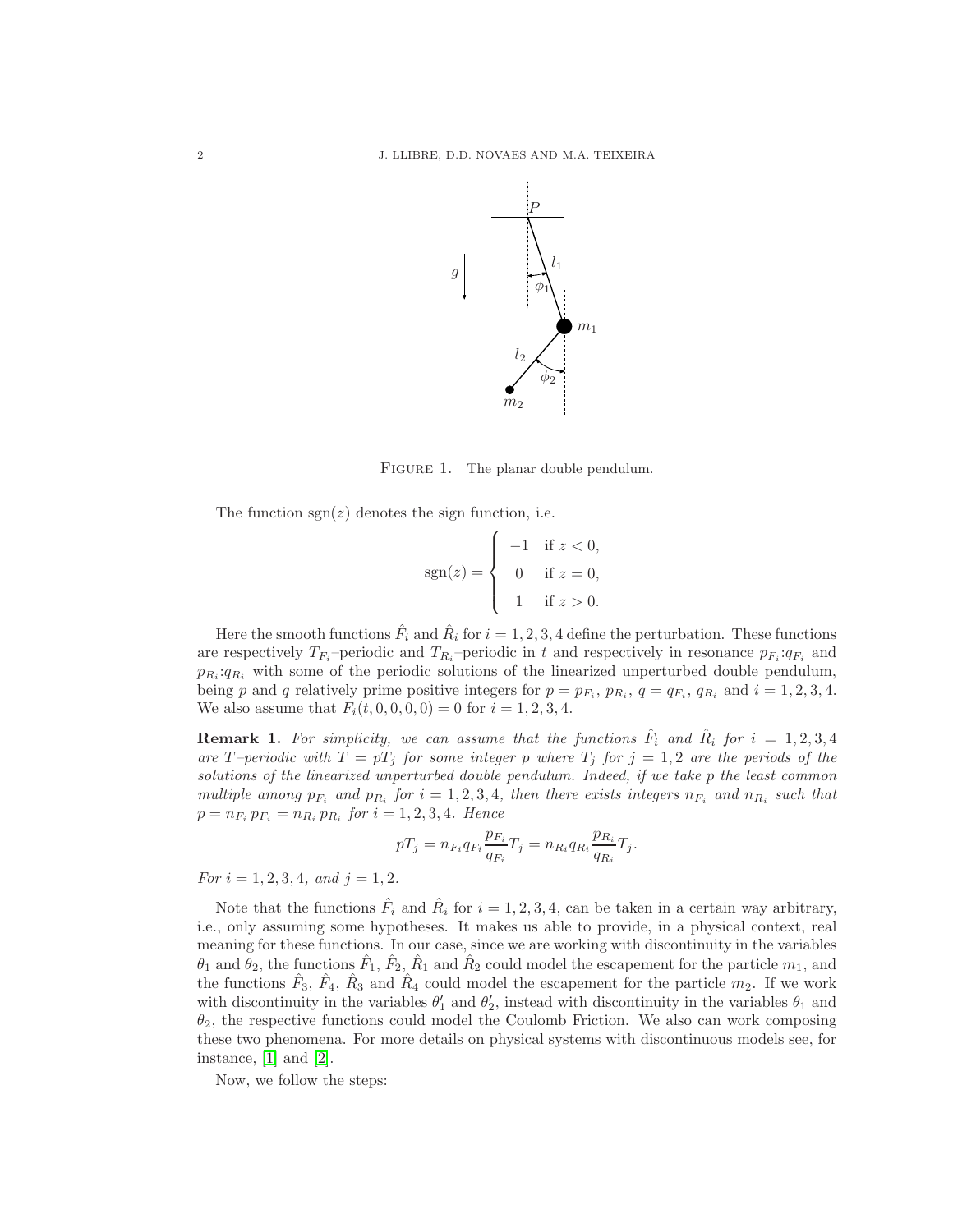FIGURE 1. The planar double pendulum.

The function $\operatorname{sgn}(z)$ denotes the sign function, i.e.

$$
\operatorname{sgn}(z) = \begin{cases} -1 & \text{if } z < 0, \\ 0 & \text{if } z = 0, \\ 1 & \text{if } z > 0. \end{cases}
$$

Here the smooth functions $\hat{F}_i$ and $\hat{R}_i$ for $i = 1, 2, 3, 4$ define the perturbation. These functions are respectively $T_{F_i}$–periodic and $T_{R_i}$–periodic in $t$ and respectively in resonance $p_{F_i}$:$q_{F_i}$ and $p_{R_i}$:$q_{R_i}$ with some of the periodic solutions of the linearized unperturbed double pendulum, being $p$ and $q$ relatively prime positive integers for $p = p_{F_i}$, $p_{R_i}$, $q = q_{F_i}$, $q_{R_i}$ and $i = 1, 2, 3, 4$. We also assume that $F_i(t, 0, 0, 0, 0) = 0$ for $i = 1, 2, 3, 4$.

**Remark 1.** *For simplicity, we can assume that the functions $\hat{F}_i$ and $\hat{R}_i$ for $i = 1, 2, 3, 4$ are $T$–periodic with $T = pT_j$ for some integer $p$ where $T_j$ for $j = 1, 2$ are the periods of the solutions of the linearized unperturbed double pendulum. Indeed, if we take $p$ the least common multiple among $p_{F_i}$ and $p_{R_i}$ for $i = 1, 2, 3, 4$, then there exists integers $n_{F_i}$ and $n_{R_i}$ such that $p = n_{F_i} p_{F_i} = n_{R_i} p_{R_i}$ for $i = 1, 2, 3, 4$. Hence*

$$
pT_j = n_{F_i} q_{F_i} \frac{p_{F_i}}{q_{F_i}} T_j = n_{R_i} q_{R_i} \frac{p_{R_i}}{q_{R_i}} T_j.
$$

*For $i = 1, 2, 3, 4$, and $j = 1, 2$.*

Note that the functions $\hat{F}_i$ and $\hat{R}_i$ for $i = 1, 2, 3, 4$, can be taken in a certain way arbitrary, i.e., only assuming some hypotheses. It makes us able to provide, in a physical context, real meaning for these functions. In our case, since we are working with discontinuity in the variables $\theta_1$ and $\theta_2$, the functions $\hat{F}_1$, $\hat{F}_2$, $\hat{R}_1$ and $\hat{R}_2$ could model the escapement for the particle $m_1$, and the functions $\hat{F}_3$, $\hat{F}_4$, $\hat{R}_3$ and $\hat{R}_4$ could model the escapement for the particle $m_2$. If we work with discontinuity in the variables $\theta_1'$ and $\theta_2'$, instead with discontinuity in the variables $\theta_1$ and $\theta_2$, the respective functions could model the Coulomb Friction. We also can work composing these two phenomena. For more details on physical systems with discontinuous models see, for instance, [1] and [2].

Now, we follow the steps: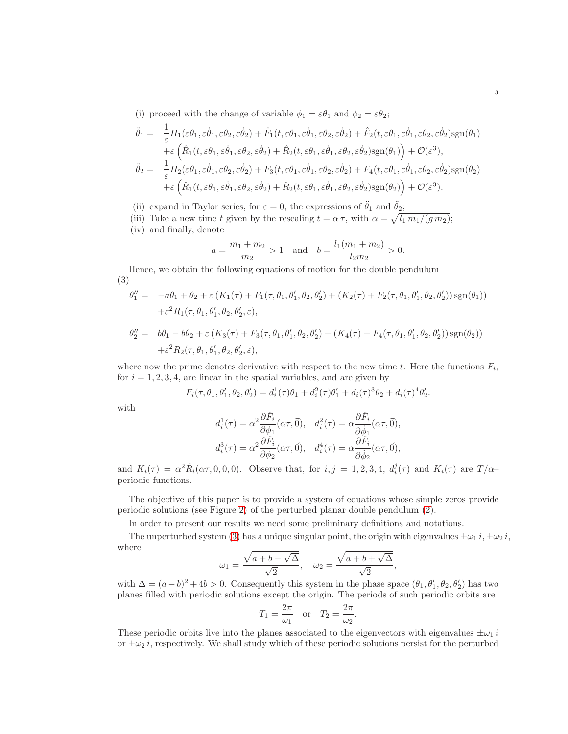(i) proceed with the change of variable $\phi_1 = \varepsilon\theta_1$ and $\phi_2 = \varepsilon\theta_2$;

$$
\begin{aligned}
\ddot{\theta}_1 = \;& \frac{1}{\varepsilon}H_1(\varepsilon\theta_1, \varepsilon\dot{\theta}_1, \varepsilon\theta_2, \varepsilon\dot{\theta}_2) + \hat{F}_1(t, \varepsilon\theta_1, \varepsilon\dot{\theta}_1, \varepsilon\theta_2, \varepsilon\dot{\theta}_2) + \hat{F}_2(t, \varepsilon\theta_1, \varepsilon\dot{\theta}_1, \varepsilon\theta_2, \varepsilon\dot{\theta}_2)\mathrm{sgn}(\theta_1) \\
& + \varepsilon\left(\hat{R}_1(t, \varepsilon\theta_1, \varepsilon\dot{\theta}_1, \varepsilon\theta_2, \varepsilon\dot{\theta}_2) + \hat{R}_2(t, \varepsilon\theta_1, \varepsilon\dot{\theta}_1, \varepsilon\theta_2, \varepsilon\dot{\theta}_2)\mathrm{sgn}(\theta_1)\right) + \mathcal{O}(\varepsilon^3), \\
\ddot{\theta}_2 = \;& \frac{1}{\varepsilon}H_2(\varepsilon\theta_1, \varepsilon\dot{\theta}_1, \varepsilon\theta_2, \varepsilon\dot{\theta}_2) + F_3(t, \varepsilon\theta_1, \varepsilon\dot{\theta}_1, \varepsilon\theta_2, \varepsilon\dot{\theta}_2) + F_4(t, \varepsilon\theta_1, \varepsilon\dot{\theta}_1, \varepsilon\theta_2, \varepsilon\dot{\theta}_2)\mathrm{sgn}(\theta_2) \\
& + \varepsilon\left(\hat{R}_1(t, \varepsilon\theta_1, \varepsilon\dot{\theta}_1, \varepsilon\theta_2, \varepsilon\dot{\theta}_2) + \hat{R}_2(t, \varepsilon\theta_1, \varepsilon\dot{\theta}_1, \varepsilon\theta_2, \varepsilon\dot{\theta}_2)\mathrm{sgn}(\theta_2)\right) + \mathcal{O}(\varepsilon^3).
\end{aligned}
$$

(ii) expand in Taylor series, for $\varepsilon = 0$, the expressions of $\ddot{\theta}_1$ and $\ddot{\theta}_2$;

(iii) Take a new time $t$ given by the rescaling $t = \alpha\,\tau$, with $\alpha = \sqrt{l_1\, m_1/(g\, m_2)}$;

(iv) and finally, denote

$$
a = \frac{m_1 + m_2}{m_2} > 1 \quad \text{and} \quad b = \frac{l_1(m_1 + m_2)}{l_2 m_2} > 0.
$$

Hence, we obtain the following equations of motion for the double pendulum (3)

$$
\begin{aligned}
\theta_1'' = \;& -a\theta_1 + \theta_2 + \varepsilon\left(K_1(\tau) + F_1(\tau, \theta_1, \theta_1', \theta_2, \theta_2') + (K_2(\tau) + F_2(\tau, \theta_1, \theta_1', \theta_2, \theta_2'))\,\mathrm{sgn}(\theta_1)\right) \\
& + \varepsilon^2 R_1(\tau, \theta_1, \theta_1', \theta_2, \theta_2', \varepsilon),
\end{aligned}
$$

$$
\begin{aligned}
\theta_2'' = \;& b\theta_1 - b\theta_2 + \varepsilon\left(K_3(\tau) + F_3(\tau, \theta_1, \theta_1', \theta_2, \theta_2') + (K_4(\tau) + F_4(\tau, \theta_1, \theta_1', \theta_2, \theta_2'))\,\mathrm{sgn}(\theta_2)\right) \\
& + \varepsilon^2 R_2(\tau, \theta_1, \theta_1', \theta_2, \theta_2', \varepsilon),
\end{aligned}
$$

where now the prime denotes derivative with respect to the new time $t$. Here the functions $F_i$, for $i = 1, 2, 3, 4$, are linear in the spatial variables, and are given by

$$
F_i(\tau, \theta_1, \theta_1', \theta_2, \theta_2') = d_i^1(\tau)\theta_1 + d_i^2(\tau)\theta_1' + d_i(\tau)^3\theta_2 + d_i(\tau)^4\theta_2'.
$$

with

$$
d_i^1(\tau) = \alpha^2\frac{\partial \hat{F}_i}{\partial \phi_1}(\alpha\tau, \vec{0}), \quad d_i^2(\tau) = \alpha\frac{\partial \hat{F}_i}{\partial \dot{\phi}_1}(\alpha\tau, \vec{0}),
$$

$$
d_i^3(\tau) = \alpha^2\frac{\partial \hat{F}_i}{\partial \phi_2}(\alpha\tau, \vec{0}), \quad d_i^4(\tau) = \alpha\frac{\partial \hat{F}_i}{\partial \dot{\phi}_2}(\alpha\tau, \vec{0}),
$$

and $K_i(\tau) = \alpha^2\hat{R}_i(\alpha\tau, 0, 0, 0)$. Observe that, for $i, j = 1, 2, 3, 4$, $d_i^j(\tau)$ and $K_i(\tau)$ are $T/\alpha$–periodic functions.

The objective of this paper is to provide a system of equations whose simple zeros provide periodic solutions (see Figure 2) of the perturbed planar double pendulum (2).

In order to present our results we need some preliminary definitions and notations.

The unperturbed system (3) has a unique singular point, the origin with eigenvalues $\pm\omega_1\, i, \pm\omega_2\, i$, where

$$
\omega_1 = \frac{\sqrt{a + b - \sqrt{\Delta}}}{\sqrt{2}}, \quad \omega_2 = \frac{\sqrt{a + b + \sqrt{\Delta}}}{\sqrt{2}},
$$

with $\Delta = (a - b)^2 + 4b > 0$. Consequently this system in the phase space $(\theta_1, \theta_1', \theta_2, \theta_2')$ has two planes filled with periodic solutions except the origin. The periods of such periodic orbits are

$$
T_1 = \frac{2\pi}{\omega_1} \quad \text{or} \quad T_2 = \frac{2\pi}{\omega_2}.
$$

These periodic orbits live into the planes associated to the eigenvectors with eigenvalues $\pm\omega_1\, i$ or $\pm\omega_2\, i$, respectively. We shall study which of these periodic solutions persist for the perturbed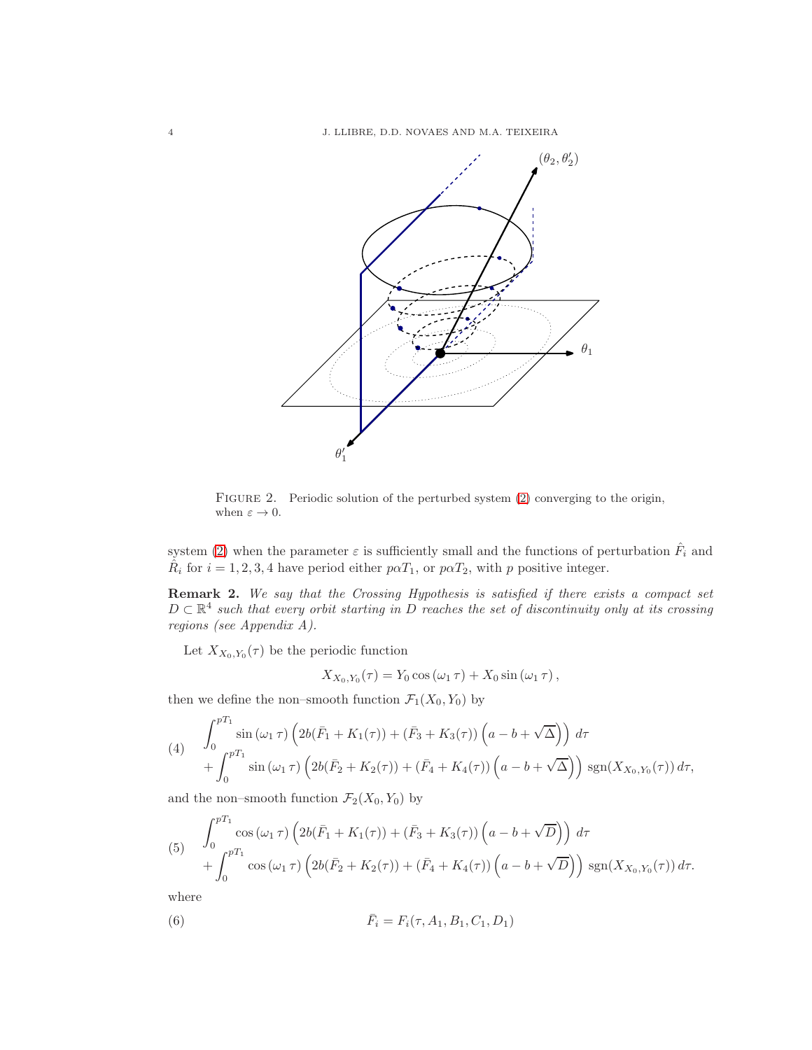FIGURE 2. Periodic solution of the perturbed system (2) converging to the origin, when $\varepsilon \to 0$.

system (2) when the parameter $\varepsilon$ is sufficiently small and the functions of perturbation $\hat{F}_i$ and $\hat{R}_i$ for $i = 1, 2, 3, 4$ have period either $p\alpha T_1$, or $p\alpha T_2$, with $p$ positive integer.

**Remark 2.** *We say that the Crossing Hypothesis is satisfied if there exists a compact set $D \subset \mathbb{R}^4$ such that every orbit starting in $D$ reaches the set of discontinuity only at its crossing regions (see Appendix A).*

Let $X_{X_0,Y_0}(\tau)$ be the periodic function

$$X_{X_0,Y_0}(\tau) = Y_0 \cos(\omega_1 \tau) + X_0 \sin(\omega_1 \tau),$$

then we define the non–smooth function $\mathcal{F}_1(X_0, Y_0)$ by

$$\begin{aligned}
(4) \quad & \int_0^{pT_1} \sin(\omega_1 \tau) \left( 2b(\bar{F}_1 + K_1(\tau)) + (\bar{F}_3 + K_3(\tau)) \left( a - b + \sqrt{\Delta} \right) \right) d\tau \\
& + \int_0^{pT_1} \sin(\omega_1 \tau) \left( 2b(\bar{F}_2 + K_2(\tau)) + (\bar{F}_4 + K_4(\tau)) \left( a - b + \sqrt{\Delta} \right) \right) \operatorname{sgn}(X_{X_0,Y_0}(\tau))\, d\tau,
\end{aligned}$$

and the non–smooth function $\mathcal{F}_2(X_0, Y_0)$ by

$$\begin{aligned}
(5) \quad & \int_0^{pT_1} \cos(\omega_1 \tau) \left( 2b(\bar{F}_1 + K_1(\tau)) + (\bar{F}_3 + K_3(\tau)) \left( a - b + \sqrt{D} \right) \right) d\tau \\
& + \int_0^{pT_1} \cos(\omega_1 \tau) \left( 2b(\bar{F}_2 + K_2(\tau)) + (\bar{F}_4 + K_4(\tau)) \left( a - b + \sqrt{D} \right) \right) \operatorname{sgn}(X_{X_0,Y_0}(\tau))\, d\tau.
\end{aligned}$$

where

$$(6) \qquad \bar{F}_i = F_i(\tau, A_1, B_1, C_1, D_1)$$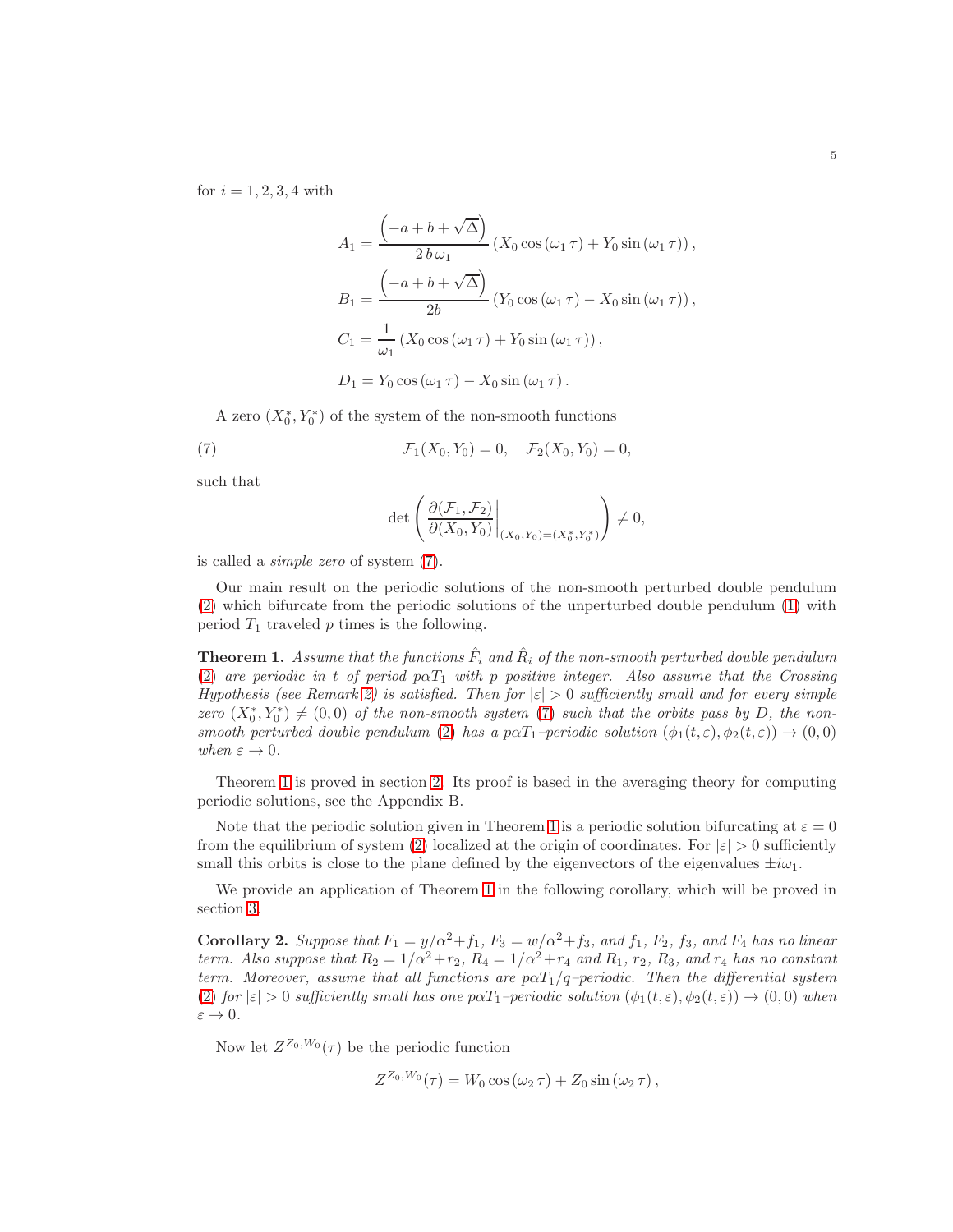for $i = 1, 2, 3, 4$ with

$$A_1 = \frac{\left(-a + b + \sqrt{\Delta}\right)}{2\,b\,\omega_1}\left(X_0 \cos(\omega_1\,\tau) + Y_0 \sin(\omega_1\,\tau)\right),$$

$$B_1 = \frac{\left(-a + b + \sqrt{\Delta}\right)}{2b}\left(Y_0 \cos(\omega_1\,\tau) - X_0 \sin(\omega_1\,\tau)\right),$$

$$C_1 = \frac{1}{\omega_1}\left(X_0 \cos(\omega_1\,\tau) + Y_0 \sin(\omega_1\,\tau)\right),$$

$$D_1 = Y_0 \cos(\omega_1\,\tau) - X_0 \sin(\omega_1\,\tau).$$

A zero $(X_0^*, Y_0^*)$ of the system of the non-smooth functions

$$\mathcal{F}_1(X_0, Y_0) = 0, \quad \mathcal{F}_2(X_0, Y_0) = 0, \tag{7}$$

such that

$$\det\left(\left.\frac{\partial(\mathcal{F}_1, \mathcal{F}_2)}{\partial(X_0, Y_0)}\right|_{(X_0, Y_0) = (X_0^*, Y_0^*)}\right) \neq 0,$$

is called a *simple zero* of system (7).

Our main result on the periodic solutions of the non-smooth perturbed double pendulum (2) which bifurcate from the periodic solutions of the unperturbed double pendulum (1) with period $T_1$ traveled $p$ times is the following.

**Theorem 1.** *Assume that the functions $\hat{F}_i$ and $\hat{R}_i$ of the non-smooth perturbed double pendulum (2) are periodic in $t$ of period $p\alpha T_1$ with $p$ positive integer. Also assume that the Crossing Hypothesis (see Remark 2) is satisfied. Then for $|\varepsilon| > 0$ sufficiently small and for every simple zero $(X_0^*, Y_0^*) \neq (0, 0)$ of the non-smooth system (7) such that the orbits pass by $D$, the non-smooth perturbed double pendulum (2) has a $p\alpha T_1$–periodic solution $(\phi_1(t, \varepsilon), \phi_2(t, \varepsilon)) \to (0, 0)$ when $\varepsilon \to 0$.*

Theorem 1 is proved in section 2. Its proof is based in the averaging theory for computing periodic solutions, see the Appendix B.

Note that the periodic solution given in Theorem 1 is a periodic solution bifurcating at $\varepsilon = 0$ from the equilibrium of system (2) localized at the origin of coordinates. For $|\varepsilon| > 0$ sufficiently small this orbits is close to the plane defined by the eigenvectors of the eigenvalues $\pm i\omega_1$.

We provide an application of Theorem 1 in the following corollary, which will be proved in section 3.

**Corollary 2.** *Suppose that $F_1 = y/\alpha^2 + f_1$, $F_3 = w/\alpha^2 + f_3$, and $f_1$, $F_2$, $f_3$, and $F_4$ has no linear term. Also suppose that $R_2 = 1/\alpha^2 + r_2$, $R_4 = 1/\alpha^2 + r_4$ and $R_1$, $r_2$, $R_3$, and $r_4$ has no constant term. Moreover, assume that all functions are $p\alpha T_1/q$–periodic. Then the differential system (2) for $|\varepsilon| > 0$ sufficiently small has one $p\alpha T_1$–periodic solution $(\phi_1(t, \varepsilon), \phi_2(t, \varepsilon)) \to (0, 0)$ when $\varepsilon \to 0$.*

Now let $Z^{Z_0, W_0}(\tau)$ be the periodic function

$$Z^{Z_0, W_0}(\tau) = W_0 \cos(\omega_2\,\tau) + Z_0 \sin(\omega_2\,\tau),$$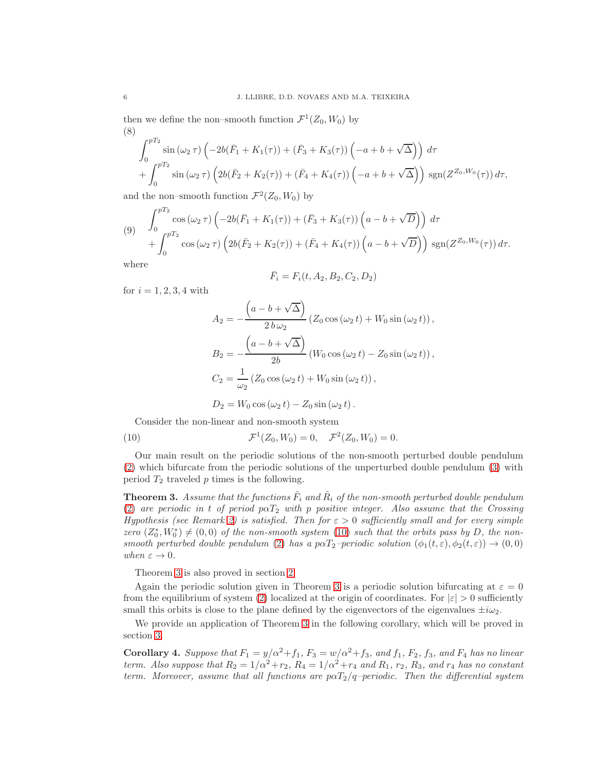then we define the non–smooth function $\mathcal{F}^1(Z_0, W_0)$ by

$$
\begin{aligned}
&\int_0^{pT_2} \sin(\omega_2\, \tau) \left( -2b(\bar{F}_1 + K_1(\tau)) + (\bar{F}_3 + K_3(\tau)) \left( -a + b + \sqrt{\Delta} \right) \right) \, d\tau \\
&+ \int_0^{pT_2} \sin(\omega_2\, \tau) \left( 2b(\bar{F}_2 + K_2(\tau)) + (\bar{F}_4 + K_4(\tau)) \left( -a + b + \sqrt{\Delta} \right) \right) \, \mathrm{sgn}(Z^{Z_0, W_0}(\tau))\, d\tau,
\end{aligned} \tag{8}
$$

and the non–smooth function $\mathcal{F}^2(Z_0, W_0)$ by

$$
\begin{aligned}
&\int_0^{pT_2} \cos(\omega_2\, \tau) \left( -2b(\bar{F}_1 + K_1(\tau)) + (\bar{F}_3 + K_3(\tau)) \left( a - b + \sqrt{D} \right) \right) \, d\tau \\
&+ \int_0^{pT_2} \cos(\omega_2\, \tau) \left( 2b(\bar{F}_2 + K_2(\tau)) + (\bar{F}_4 + K_4(\tau)) \left( a - b + \sqrt{D} \right) \right) \, \mathrm{sgn}(Z^{Z_0, W_0}(\tau))\, d\tau.
\end{aligned} \tag{9}
$$

where

$$
\bar{F}_i = F_i(t, A_2, B_2, C_2, D_2)
$$

for $i = 1, 2, 3, 4$ with

$$
\begin{aligned}
A_2 &= -\frac{\left(a - b + \sqrt{\Delta}\right)}{2\, b\, \omega_2} \left( Z_0 \cos(\omega_2\, t) + W_0 \sin(\omega_2\, t) \right), \\
B_2 &= -\frac{\left(a - b + \sqrt{\Delta}\right)}{2b} \left( W_0 \cos(\omega_2\, t) - Z_0 \sin(\omega_2\, t) \right), \\
C_2 &= \frac{1}{\omega_2} \left( Z_0 \cos(\omega_2\, t) + W_0 \sin(\omega_2\, t) \right), \\
D_2 &= W_0 \cos(\omega_2\, t) - Z_0 \sin(\omega_2\, t).
\end{aligned}
$$

Consider the non-linear and non-smooth system

$$
\mathcal{F}^1(Z_0, W_0) = 0, \quad \mathcal{F}^2(Z_0, W_0) = 0. \tag{10}
$$

Our main result on the periodic solutions of the non-smooth perturbed double pendulum (2) which bifurcate from the periodic solutions of the unperturbed double pendulum (3) with period $T_2$ traveled $p$ times is the following.

**Theorem 3.** *Assume that the functions $\hat{F}_i$ and $\hat{R}_i$ of the non-smooth perturbed double pendulum (2) are periodic in $t$ of period $p\alpha T_2$ with $p$ positive integer. Also assume that the Crossing Hypothesis (see Remark 2) is satisfied. Then for $\varepsilon > 0$ sufficiently small and for every simple zero $(Z_0^*, W_0^*) \neq (0,0)$ of the non-smooth system (10) such that the orbits pass by $D$, the non-smooth perturbed double pendulum (2) has a $p\alpha T_2$–periodic solution $(\phi_1(t,\varepsilon), \phi_2(t,\varepsilon)) \to (0,0)$ when $\varepsilon \to 0$.*

Theorem 3 is also proved in section 2.

Again the periodic solution given in Theorem 3 is a periodic solution bifurcating at $\varepsilon = 0$ from the equilibrium of system (2) localized at the origin of coordinates. For $|\varepsilon| > 0$ sufficiently small this orbits is close to the plane defined by the eigenvectors of the eigenvalues $\pm i\omega_2$.

We provide an application of Theorem 3 in the following corollary, which will be proved in section 3.

**Corollary 4.** *Suppose that $F_1 = y/\alpha^2 + f_1$, $F_3 = w/\alpha^2 + f_3$, and $f_1$, $F_2$, $f_3$, and $F_4$ has no linear term. Also suppose that $R_2 = 1/\alpha^2 + r_2$, $R_4 = 1/\alpha^2 + r_4$ and $R_1$, $r_2$, $R_3$, and $r_4$ has no constant term. Moreover, assume that all functions are $p\alpha T_2/q$–periodic. Then the differential system*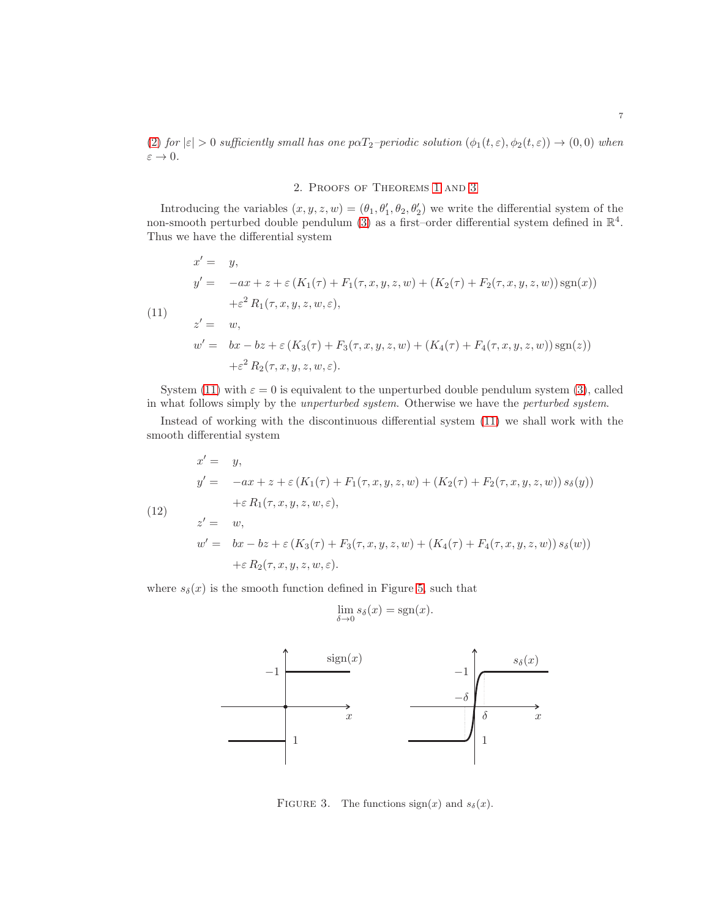(2) *for* $|\varepsilon| > 0$ *sufficiently small has one* $p\alpha T_2$*–periodic solution* $(\phi_1(t,\varepsilon), \phi_2(t,\varepsilon)) \to (0,0)$ *when* $\varepsilon \to 0$.

## 2. Proofs of Theorems 1 and 3

Introducing the variables $(x, y, z, w) = (\theta_1, \theta_1', \theta_2, \theta_2')$ we write the differential system of the non-smooth perturbed double pendulum (3) as a first–order differential system defined in $\mathbb{R}^4$. Thus we have the differential system

$$
\begin{aligned}
x' =& \;\; y, \\
y' =& \;\; -ax + z + \varepsilon\left(K_1(\tau) + F_1(\tau, x, y, z, w) + (K_2(\tau) + F_2(\tau, x, y, z, w))\,\mathrm{sgn}(x)\right) \\
& \;\; +\varepsilon^2 R_1(\tau, x, y, z, w, \varepsilon), \\
z' =& \;\; w, \\
w' =& \;\; bx - bz + \varepsilon\left(K_3(\tau) + F_3(\tau, x, y, z, w) + (K_4(\tau) + F_4(\tau, x, y, z, w))\,\mathrm{sgn}(z)\right) \\
& \;\; +\varepsilon^2 R_2(\tau, x, y, z, w, \varepsilon).
\end{aligned}
\tag{11}
$$

System (11) with $\varepsilon = 0$ is equivalent to the unperturbed double pendulum system (3), called in what follows simply by the *unperturbed system*. Otherwise we have the *perturbed system*.

Instead of working with the discontinuous differential system (11) we shall work with the smooth differential system

$$
\begin{aligned}
x' =& \;\; y, \\
y' =& \;\; -ax + z + \varepsilon\left(K_1(\tau) + F_1(\tau, x, y, z, w) + (K_2(\tau) + F_2(\tau, x, y, z, w))\, s_\delta(y)\right) \\
& \;\; +\varepsilon\, R_1(\tau, x, y, z, w, \varepsilon), \\
z' =& \;\; w, \\
w' =& \;\; bx - bz + \varepsilon\left(K_3(\tau) + F_3(\tau, x, y, z, w) + (K_4(\tau) + F_4(\tau, x, y, z, w))\, s_\delta(w)\right) \\
& \;\; +\varepsilon\, R_2(\tau, x, y, z, w, \varepsilon).
\end{aligned}
\tag{12}
$$

where $s_\delta(x)$ is the smooth function defined in Figure 5, such that

$$
\lim_{\delta \to 0} s_\delta(x) = \mathrm{sgn}(x).
$$

Figure 3. The functions $\mathrm{sign}(x)$ and $s_\delta(x)$.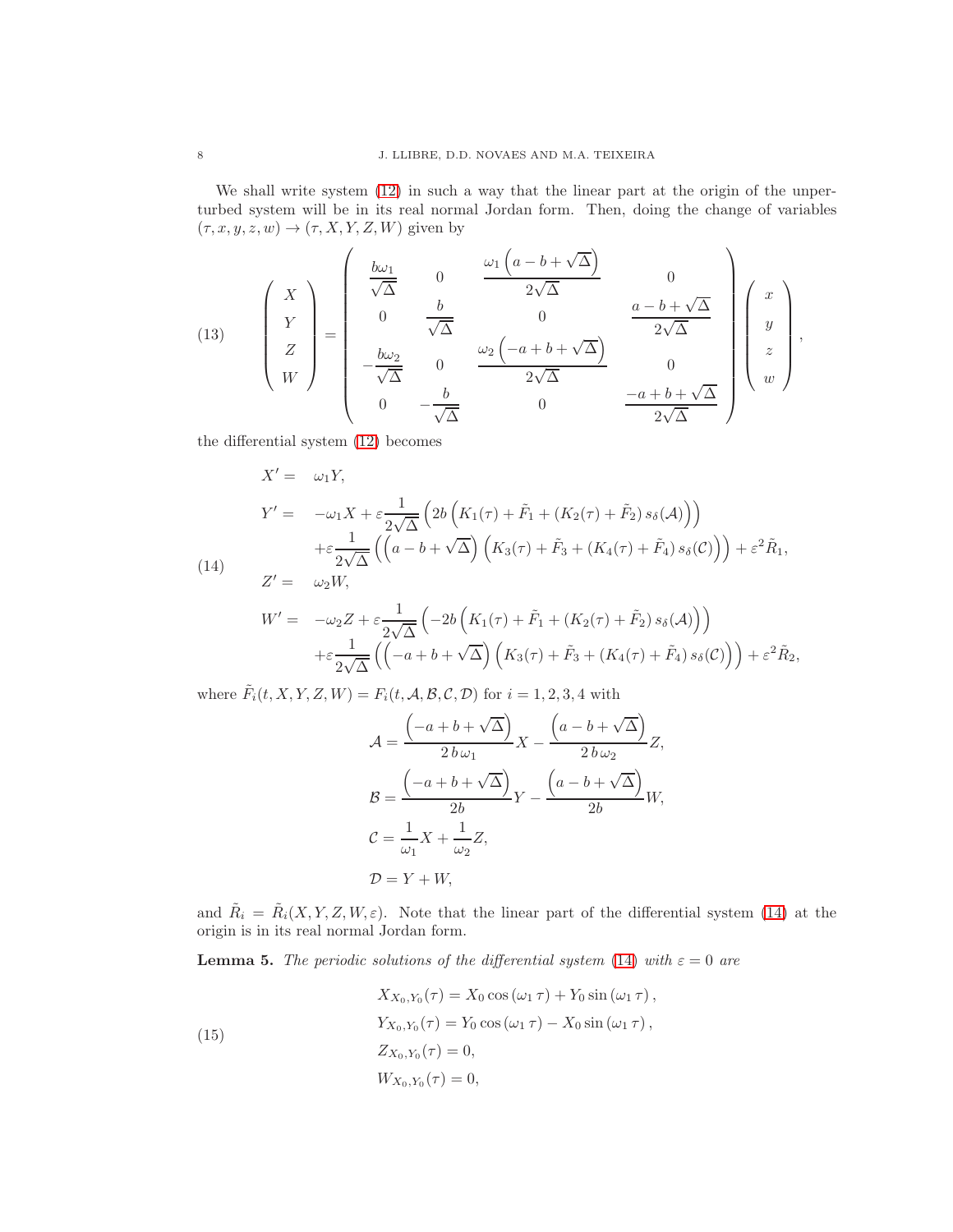We shall write system (12) in such a way that the linear part at the origin of the unperturbed system will be in its real normal Jordan form. Then, doing the change of variables $(\tau, x, y, z, w) \to (\tau, X, Y, Z, W)$ given by

$$
\left(\begin{array}{c} X \\ Y \\ Z \\ W \end{array}\right) = \left(\begin{array}{cccc} \dfrac{b\omega_1}{\sqrt{\Delta}} & 0 & \dfrac{\omega_1\left(a-b+\sqrt{\Delta}\right)}{2\sqrt{\Delta}} & 0 \\ 0 & \dfrac{b}{\sqrt{\Delta}} & 0 & \dfrac{a-b+\sqrt{\Delta}}{2\sqrt{\Delta}} \\ -\dfrac{b\omega_2}{\sqrt{\Delta}} & 0 & \dfrac{\omega_2\left(-a+b+\sqrt{\Delta}\right)}{2\sqrt{\Delta}} & 0 \\ 0 & -\dfrac{b}{\sqrt{\Delta}} & 0 & \dfrac{-a+b+\sqrt{\Delta}}{2\sqrt{\Delta}} \end{array}\right) \left(\begin{array}{c} x \\ y \\ z \\ w \end{array}\right), \tag{13}
$$

the differential system (12) becomes

$$
\begin{aligned}
X' = \; & \omega_1 Y, \\
Y' = \; & -\omega_1 X + \varepsilon \frac{1}{2\sqrt{\Delta}}\left(2b\left(K_1(\tau)+\tilde{F}_1+(K_2(\tau)+\tilde{F}_2)\, s_\delta(\mathcal{A})\right)\right) \\
& + \varepsilon \frac{1}{2\sqrt{\Delta}}\left(\left(a-b+\sqrt{\Delta}\right)\left(K_3(\tau)+\tilde{F}_3+(K_4(\tau)+\tilde{F}_4)\, s_\delta(\mathcal{C})\right)\right)+\varepsilon^2 \tilde{R}_1, \\
Z' = \; & \omega_2 W, \\
W' = \; & -\omega_2 Z + \varepsilon \frac{1}{2\sqrt{\Delta}}\left(-2b\left(K_1(\tau)+\tilde{F}_1+(K_2(\tau)+\tilde{F}_2)\, s_\delta(\mathcal{A})\right)\right) \\
& + \varepsilon \frac{1}{2\sqrt{\Delta}}\left(\left(-a+b+\sqrt{\Delta}\right)\left(K_3(\tau)+\tilde{F}_3+(K_4(\tau)+\tilde{F}_4)\, s_\delta(\mathcal{C})\right)\right)+\varepsilon^2 \tilde{R}_2,
\end{aligned} \tag{14}
$$

where $\tilde{F}_i(t, X, Y, Z, W) = F_i(t, \mathcal{A}, \mathcal{B}, \mathcal{C}, \mathcal{D})$ for $i = 1, 2, 3, 4$ with

$$
\begin{aligned}
\mathcal{A} &= \frac{\left(-a+b+\sqrt{\Delta}\right)}{2\, b\, \omega_1} X - \frac{\left(a-b+\sqrt{\Delta}\right)}{2\, b\, \omega_2} Z, \\
\mathcal{B} &= \frac{\left(-a+b+\sqrt{\Delta}\right)}{2b} Y - \frac{\left(a-b+\sqrt{\Delta}\right)}{2b} W, \\
\mathcal{C} &= \frac{1}{\omega_1} X + \frac{1}{\omega_2} Z, \\
\mathcal{D} &= Y + W,
\end{aligned}
$$

and $\tilde{R}_i = \tilde{R}_i(X, Y, Z, W, \varepsilon)$. Note that the linear part of the differential system (14) at the origin is in its real normal Jordan form.

**Lemma 5.** *The periodic solutions of the differential system* (14) *with* $\varepsilon = 0$ *are*

$$
\begin{aligned}
X_{X_0,Y_0}(\tau) &= X_0 \cos(\omega_1 \tau) + Y_0 \sin(\omega_1 \tau), \\
Y_{X_0,Y_0}(\tau) &= Y_0 \cos(\omega_1 \tau) - X_0 \sin(\omega_1 \tau), \\
Z_{X_0,Y_0}(\tau) &= 0, \\
W_{X_0,Y_0}(\tau) &= 0,
\end{aligned} \tag{15}
$$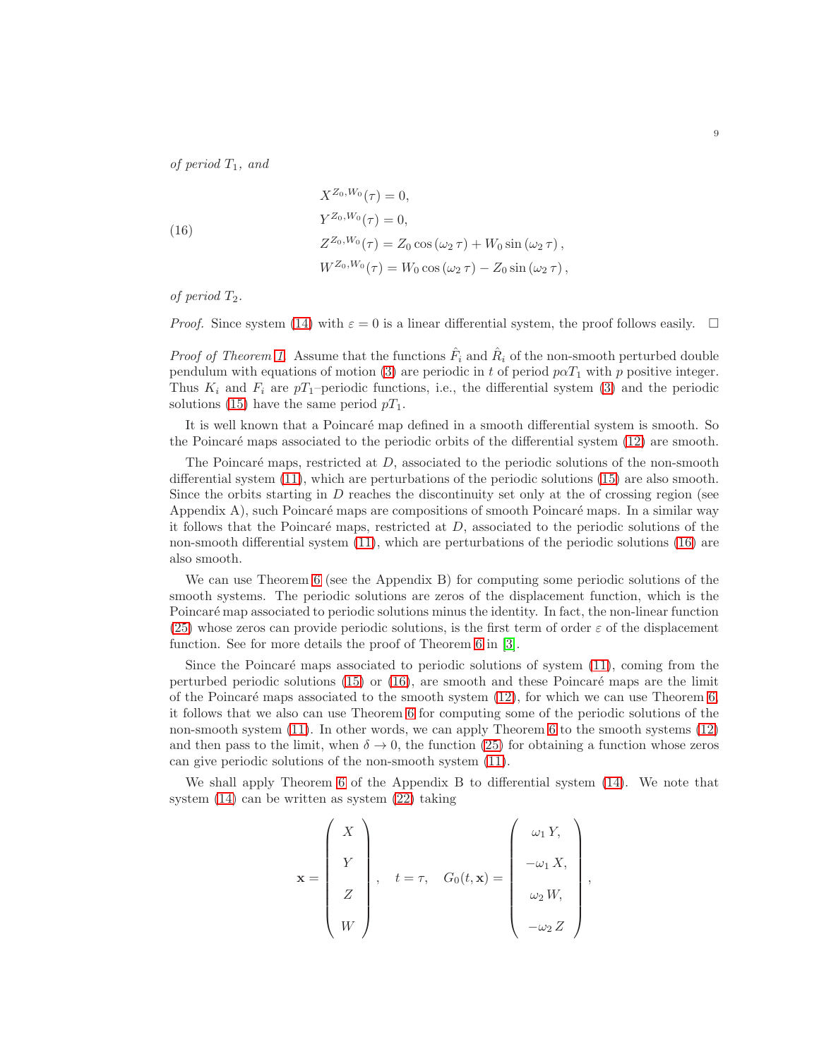*of period $T_1$, and*

$$
\begin{aligned}
X^{Z_0,W_0}(\tau) &= 0, \\
Y^{Z_0,W_0}(\tau) &= 0, \\
Z^{Z_0,W_0}(\tau) &= Z_0 \cos(\omega_2 \tau) + W_0 \sin(\omega_2 \tau), \\
W^{Z_0,W_0}(\tau) &= W_0 \cos(\omega_2 \tau) - Z_0 \sin(\omega_2 \tau),
\end{aligned}
\tag{16}
$$

*of period $T_2$.*

*Proof.* Since system (14) with $\varepsilon = 0$ is a linear differential system, the proof follows easily. $\square$

*Proof of Theorem 1.* Assume that the functions $\hat{F}_i$ and $\hat{R}_i$ of the non-smooth perturbed double pendulum with equations of motion (3) are periodic in $t$ of period $p\alpha T_1$ with $p$ positive integer. Thus $K_i$ and $F_i$ are $pT_1$–periodic functions, i.e., the differential system (3) and the periodic solutions (15) have the same period $pT_1$.

It is well known that a Poincaré map defined in a smooth differential system is smooth. So the Poincaré maps associated to the periodic orbits of the differential system (12) are smooth.

The Poincaré maps, restricted at $D$, associated to the periodic solutions of the non-smooth differential system (11), which are perturbations of the periodic solutions (15) are also smooth. Since the orbits starting in $D$ reaches the discontinuity set only at the of crossing region (see Appendix A), such Poincaré maps are compositions of smooth Poincaré maps. In a similar way it follows that the Poincaré maps, restricted at $D$, associated to the periodic solutions of the non-smooth differential system (11), which are perturbations of the periodic solutions (16) are also smooth.

We can use Theorem 6 (see the Appendix B) for computing some periodic solutions of the smooth systems. The periodic solutions are zeros of the displacement function, which is the Poincaré map associated to periodic solutions minus the identity. In fact, the non-linear function (25) whose zeros can provide periodic solutions, is the first term of order $\varepsilon$ of the displacement function. See for more details the proof of Theorem 6 in [3].

Since the Poincaré maps associated to periodic solutions of system (11), coming from the perturbed periodic solutions (15) or (16), are smooth and these Poincaré maps are the limit of the Poincaré maps associated to the smooth system (12), for which we can use Theorem 6, it follows that we also can use Theorem 6 for computing some of the periodic solutions of the non-smooth system (11). In other words, we can apply Theorem 6 to the smooth systems (12) and then pass to the limit, when $\delta \to 0$, the function (25) for obtaining a function whose zeros can give periodic solutions of the non-smooth system (11).

We shall apply Theorem 6 of the Appendix B to differential system (14). We note that system (14) can be written as system (22) taking

$$
\mathbf{x} = \begin{pmatrix} X \\ Y \\ Z \\ W \end{pmatrix}, \quad t = \tau, \quad G_0(t, \mathbf{x}) = \begin{pmatrix} \omega_1 Y, \\ -\omega_1 X, \\ \omega_2 W, \\ -\omega_2 Z \end{pmatrix},
$$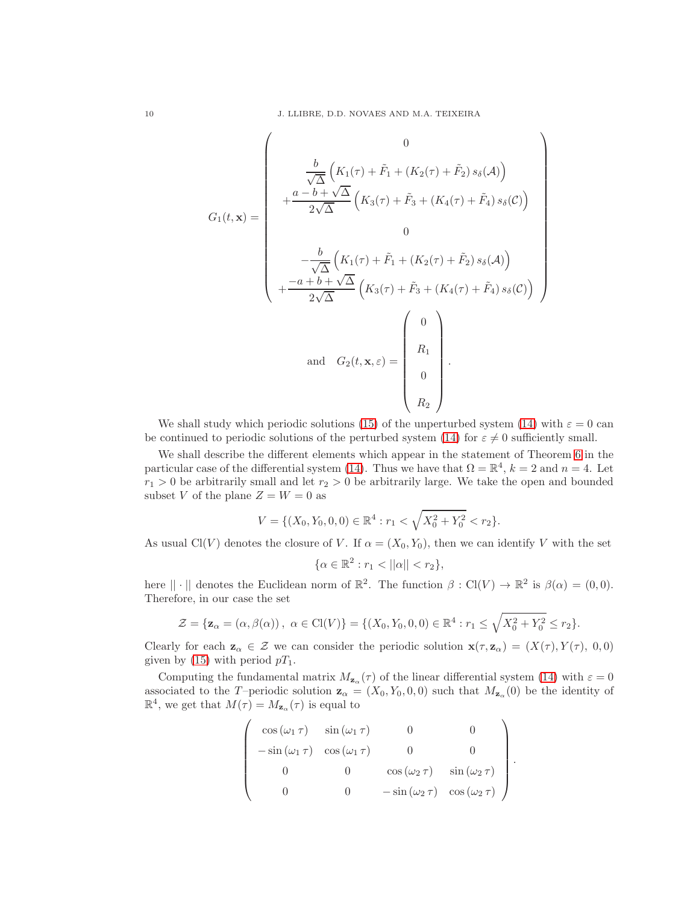$$
G_1(t,\mathbf{x}) = \begin{pmatrix} 0 \\ \dfrac{b}{\sqrt{\Delta}}\Big(K_1(\tau)+\tilde{F}_1+(K_2(\tau)+\tilde{F}_2)\,s_\delta(\mathcal{A})\Big) \\ +\dfrac{a-b+\sqrt{\Delta}}{2\sqrt{\Delta}}\Big(K_3(\tau)+\tilde{F}_3+(K_4(\tau)+\tilde{F}_4)\,s_\delta(\mathcal{C})\Big) \\ 0 \\ -\dfrac{b}{\sqrt{\Delta}}\Big(K_1(\tau)+\tilde{F}_1+(K_2(\tau)+\tilde{F}_2)\,s_\delta(\mathcal{A})\Big) \\ +\dfrac{-a+b+\sqrt{\Delta}}{2\sqrt{\Delta}}\Big(K_3(\tau)+\tilde{F}_3+(K_4(\tau)+\tilde{F}_4)\,s_\delta(\mathcal{C})\Big) \end{pmatrix}
$$

$$
\text{and}\quad G_2(t,\mathbf{x},\varepsilon) = \begin{pmatrix} 0 \\ R_1 \\ 0 \\ R_2 \end{pmatrix}.
$$

We shall study which periodic solutions (15) of the unperturbed system (14) with $\varepsilon = 0$ can be continued to periodic solutions of the perturbed system (14) for $\varepsilon \neq 0$ sufficiently small.

We shall describe the different elements which appear in the statement of Theorem 6 in the particular case of the differential system (14). Thus we have that $\Omega = \mathbb{R}^4$, $k = 2$ and $n = 4$. Let $r_1 > 0$ be arbitrarily small and let $r_2 > 0$ be arbitrarily large. We take the open and bounded subset $V$ of the plane $Z = W = 0$ as

$$
V = \{(X_0, Y_0, 0, 0) \in \mathbb{R}^4 : r_1 < \sqrt{X_0^2 + Y_0^2} < r_2\}.
$$

As usual $\mathrm{Cl}(V)$ denotes the closure of $V$. If $\alpha = (X_0, Y_0)$, then we can identify $V$ with the set

$$
\{\alpha \in \mathbb{R}^2 : r_1 < ||\alpha|| < r_2\},
$$

here $||\cdot||$ denotes the Euclidean norm of $\mathbb{R}^2$. The function $\beta : \mathrm{Cl}(V) \to \mathbb{R}^2$ is $\beta(\alpha) = (0,0)$. Therefore, in our case the set

$$
\mathcal{Z} = \{\mathbf{z}_\alpha = (\alpha, \beta(\alpha))\,,\ \alpha \in \mathrm{Cl}(V)\} = \{(X_0, Y_0, 0, 0) \in \mathbb{R}^4 : r_1 \leq \sqrt{X_0^2 + Y_0^2} \leq r_2\}.
$$

Clearly for each $\mathbf{z}_\alpha \in \mathcal{Z}$ we can consider the periodic solution $\mathbf{x}(\tau, \mathbf{z}_\alpha) = (X(\tau), Y(\tau),\ 0, 0)$ given by (15) with period $pT_1$.

Computing the fundamental matrix $M_{\mathbf{z}_\alpha}(\tau)$ of the linear differential system (14) with $\varepsilon = 0$ associated to the $T$–periodic solution $\mathbf{z}_\alpha = (X_0, Y_0, 0, 0)$ such that $M_{\mathbf{z}_\alpha}(0)$ be the identity of $\mathbb{R}^4$, we get that $M(\tau) = M_{\mathbf{z}_\alpha}(\tau)$ is equal to

$$
\begin{pmatrix} \cos(\omega_1\,\tau) & \sin(\omega_1\,\tau) & 0 & 0 \\ -\sin(\omega_1\,\tau) & \cos(\omega_1\,\tau) & 0 & 0 \\ 0 & 0 & \cos(\omega_2\,\tau) & \sin(\omega_2\,\tau) \\ 0 & 0 & -\sin(\omega_2\,\tau) & \cos(\omega_2\,\tau) \end{pmatrix}.
$$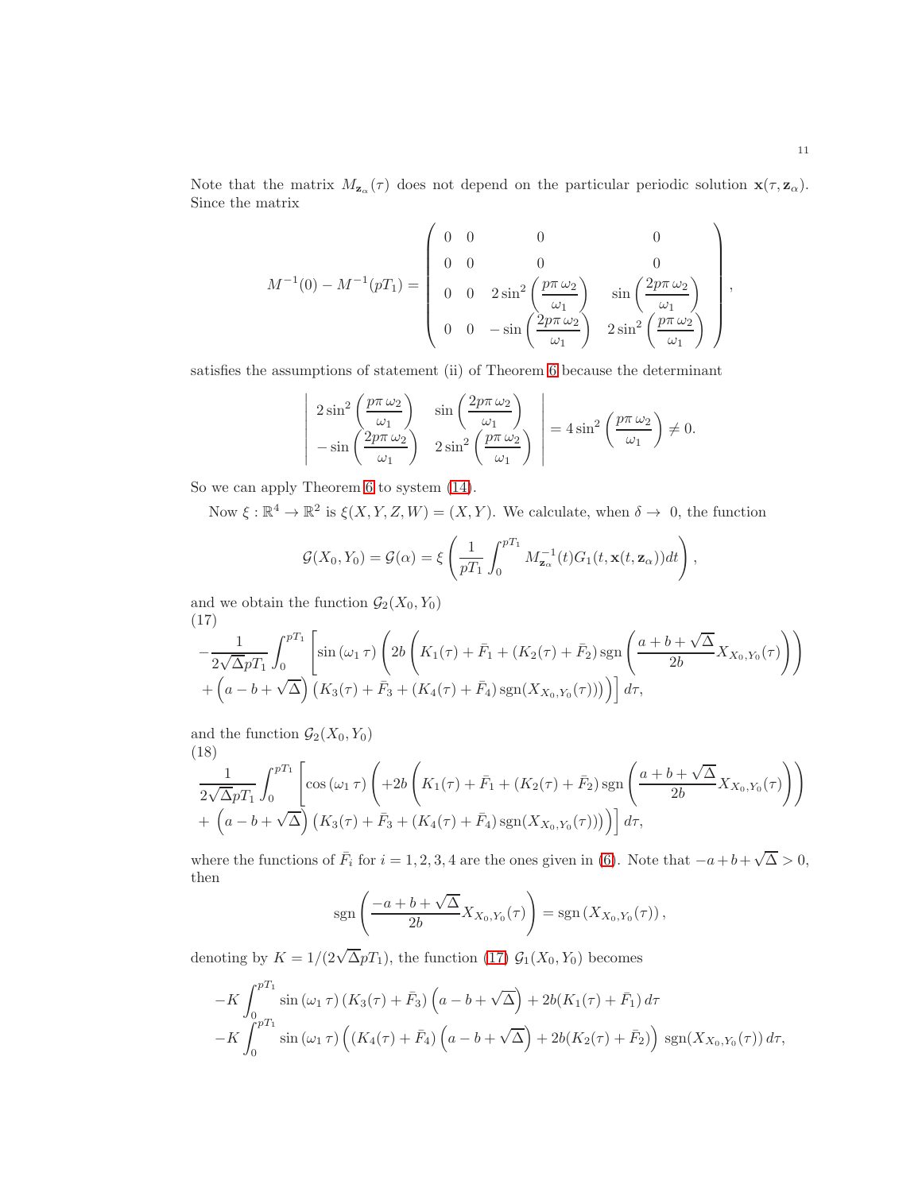Note that the matrix $M_{\mathbf{z}_\alpha}(\tau)$ does not depend on the particular periodic solution $\mathbf{x}(\tau, \mathbf{z}_\alpha)$. Since the matrix

$$
M^{-1}(0) - M^{-1}(pT_1) = \begin{pmatrix} 0 & 0 & 0 & 0 \\ 0 & 0 & 0 & 0 \\ 0 & 0 & 2\sin^2\left(\dfrac{p\pi\,\omega_2}{\omega_1}\right) & \sin\left(\dfrac{2p\pi\,\omega_2}{\omega_1}\right) \\ 0 & 0 & -\sin\left(\dfrac{2p\pi\,\omega_2}{\omega_1}\right) & 2\sin^2\left(\dfrac{p\pi\,\omega_2}{\omega_1}\right) \end{pmatrix},
$$

satisfies the assumptions of statement (ii) of Theorem 6 because the determinant

$$
\begin{vmatrix} 2\sin^2\left(\dfrac{p\pi\,\omega_2}{\omega_1}\right) & \sin\left(\dfrac{2p\pi\,\omega_2}{\omega_1}\right) \\ -\sin\left(\dfrac{2p\pi\,\omega_2}{\omega_1}\right) & 2\sin^2\left(\dfrac{p\pi\,\omega_2}{\omega_1}\right) \end{vmatrix} = 4\sin^2\left(\dfrac{p\pi\,\omega_2}{\omega_1}\right) \neq 0.
$$

So we can apply Theorem 6 to system (14).

Now $\xi : \mathbb{R}^4 \to \mathbb{R}^2$ is $\xi(X,Y,Z,W) = (X,Y)$. We calculate, when $\delta \to 0$, the function

$$
\mathcal{G}(X_0, Y_0) = \mathcal{G}(\alpha) = \xi\left(\frac{1}{pT_1}\int_0^{pT_1} M_{\mathbf{z}_\alpha}^{-1}(t) G_1(t, \mathbf{x}(t, \mathbf{z}_\alpha))dt\right),
$$

and we obtain the function $\mathcal{G}_2(X_0, Y_0)$

(17)
$$
\begin{aligned}
&-\frac{1}{2\sqrt{\Delta}pT_1}\int_0^{pT_1}\left[\sin(\omega_1\,\tau)\left(2b\left(K_1(\tau)+\bar{F}_1+(K_2(\tau)+\bar{F}_2)\,\mathrm{sgn}\left(\frac{a+b+\sqrt{\Delta}}{2b}X_{X_0,Y_0}(\tau)\right)\right)\right.\right.\\
&\left.\left.+\left(a-b+\sqrt{\Delta}\right)\left(K_3(\tau)+\bar{F}_3+(K_4(\tau)+\bar{F}_4)\,\mathrm{sgn}(X_{X_0,Y_0}(\tau))\right)\right)\right]d\tau,
\end{aligned}
$$

and the function $\mathcal{G}_2(X_0, Y_0)$

(18)
$$
\begin{aligned}
&\frac{1}{2\sqrt{\Delta}pT_1}\int_0^{pT_1}\left[\cos(\omega_1\,\tau)\left(+2b\left(K_1(\tau)+\bar{F}_1+(K_2(\tau)+\bar{F}_2)\,\mathrm{sgn}\left(\frac{a+b+\sqrt{\Delta}}{2b}X_{X_0,Y_0}(\tau)\right)\right)\right.\right.\\
&\left.\left.+\left(a-b+\sqrt{\Delta}\right)\left(K_3(\tau)+\bar{F}_3+(K_4(\tau)+\bar{F}_4)\,\mathrm{sgn}(X_{X_0,Y_0}(\tau))\right)\right)\right]d\tau,
\end{aligned}
$$

where the functions of $\bar{F}_i$ for $i = 1, 2, 3, 4$ are the ones given in (6). Note that $-a+b+\sqrt{\Delta} > 0$, then

$$
\mathrm{sgn}\left(\frac{-a+b+\sqrt{\Delta}}{2b}X_{X_0,Y_0}(\tau)\right) = \mathrm{sgn}\left(X_{X_0,Y_0}(\tau)\right),
$$

denoting by $K = 1/(2\sqrt{\Delta}pT_1)$, the function (17) $\mathcal{G}_1(X_0, Y_0)$ becomes

$$
\begin{aligned}
&-K\int_0^{pT_1}\sin(\omega_1\,\tau)\left(K_3(\tau)+\bar{F}_3\right)\left(a-b+\sqrt{\Delta}\right)+2b(K_1(\tau)+\bar{F}_1)\,d\tau\\
&-K\int_0^{pT_1}\sin(\omega_1\,\tau)\left((K_4(\tau)+\bar{F}_4)\left(a-b+\sqrt{\Delta}\right)+2b(K_2(\tau)+\bar{F}_2)\right)\,\mathrm{sgn}(X_{X_0,Y_0}(\tau))\,d\tau,
\end{aligned}
$$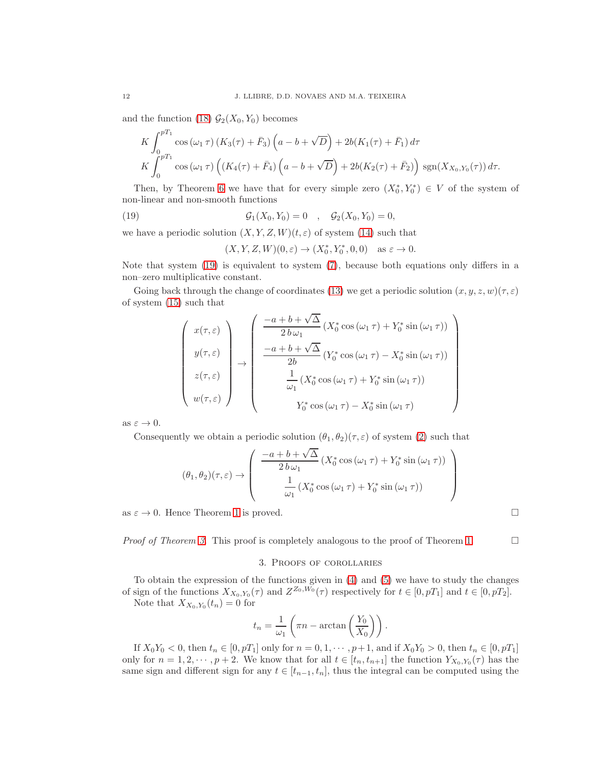and the function (18) $\mathcal{G}_2(X_0, Y_0)$ becomes

$$K\int_0^{pT_1}\cos(\omega_1\,\tau)\,(K_3(\tau)+\bar F_3)\left(a-b+\sqrt{D}\right)+2b(K_1(\tau)+\bar F_1)\,d\tau$$
$$K\int_0^{pT_1}\cos(\omega_1\,\tau)\left((K_4(\tau)+\bar F_4)\left(a-b+\sqrt{D}\right)+2b(K_2(\tau)+\bar F_2)\right)\,\mathrm{sgn}(X_{X_0,Y_0}(\tau))\,d\tau.$$

Then, by Theorem 6 we have that for every simple zero $(X_0^*, Y_0^*) \in V$ of the system of non-linear and non-smooth functions

$$\mathcal{G}_1(X_0,Y_0)=0 \quad , \quad \mathcal{G}_2(X_0,Y_0)=0, \tag{19}$$

we have a periodic solution $(X, Y, Z, W)(t, \varepsilon)$ of system (14) such that

$$(X,Y,Z,W)(0,\varepsilon)\to(X_0^*,Y_0^*,0,0) \quad \text{as } \varepsilon\to 0.$$

Note that system (19) is equivalent to system (7), because both equations only differs in a non–zero multiplicative constant.

Going back through the change of coordinates (13) we get a periodic solution $(x, y, z, w)(\tau, \varepsilon)$ of system (15) such that

$$\begin{pmatrix} x(\tau,\varepsilon)\\ y(\tau,\varepsilon)\\ z(\tau,\varepsilon)\\ w(\tau,\varepsilon)\end{pmatrix}\to\begin{pmatrix} \dfrac{-a+b+\sqrt{\Delta}}{2\,b\,\omega_1}\left(X_0^*\cos(\omega_1\,\tau)+Y_0^*\sin(\omega_1\,\tau)\right)\\ \dfrac{-a+b+\sqrt{\Delta}}{2b}\left(Y_0^*\cos(\omega_1\,\tau)-X_0^*\sin(\omega_1\,\tau)\right)\\ \dfrac{1}{\omega_1}\left(X_0^*\cos(\omega_1\,\tau)+Y_0^*\sin(\omega_1\,\tau)\right)\\ Y_0^*\cos(\omega_1\,\tau)-X_0^*\sin(\omega_1\,\tau)\end{pmatrix}$$

as $\varepsilon \to 0$.

Consequently we obtain a periodic solution $(\theta_1, \theta_2)(\tau, \varepsilon)$ of system (2) such that

$$(\theta_1,\theta_2)(\tau,\varepsilon)\to\begin{pmatrix} \dfrac{-a+b+\sqrt{\Delta}}{2\,b\,\omega_1}\left(X_0^*\cos(\omega_1\,\tau)+Y_0^*\sin(\omega_1\,\tau)\right)\\ \dfrac{1}{\omega_1}\left(X_0^*\cos(\omega_1\,\tau)+Y_0^*\sin(\omega_1\,\tau)\right)\end{pmatrix}$$

as $\varepsilon \to 0$. Hence Theorem 1 is proved. □

*Proof of Theorem 3.* This proof is completely analogous to the proof of Theorem 1. □

## 3. Proofs of corollaries

To obtain the expression of the functions given in (4) and (5) we have to study the changes of sign of the functions $X_{X_0,Y_0}(\tau)$ and $Z^{Z_0,W_0}(\tau)$ respectively for $t \in [0, pT_1]$ and $t \in [0, pT_2]$.

Note that $X_{X_0,Y_0}(t_n) = 0$ for

$$t_n=\frac{1}{\omega_1}\left(\pi n-\arctan\left(\frac{Y_0}{X_0}\right)\right).$$

If $X_0Y_0 < 0$, then $t_n \in [0, pT_1]$ only for $n = 0, 1, \cdots, p+1$, and if $X_0Y_0 > 0$, then $t_n \in [0, pT_1]$ only for $n = 1, 2, \cdots, p+2$. We know that for all $t \in [t_n, t_{n+1}]$ the function $Y_{X_0,Y_0}(\tau)$ has the same sign and different sign for any $t \in [t_{n-1}, t_n]$, thus the integral can be computed using the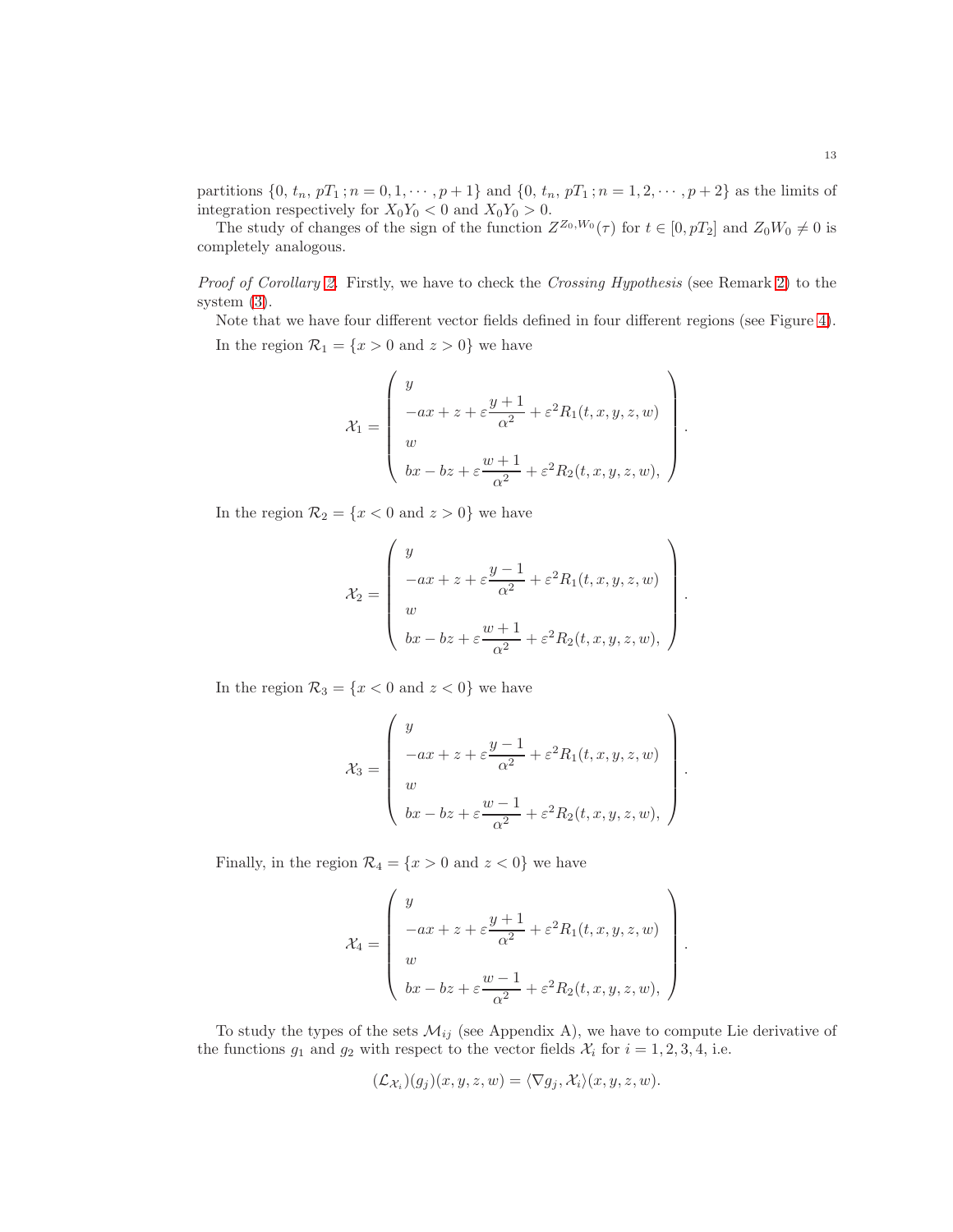partitions $\{0,\, t_n,\, pT_1\, ;n = 0, 1, \cdots, p+1\}$ and $\{0,\, t_n,\, pT_1\, ;n = 1, 2, \cdots, p+2\}$ as the limits of integration respectively for $X_0Y_0 < 0$ and $X_0Y_0 > 0$.

The study of changes of the sign of the function $Z^{Z_0,W_0}(\tau)$ for $t \in [0, pT_2]$ and $Z_0W_0 \neq 0$ is completely analogous.

*Proof of Corollary 2.* Firstly, we have to check the *Crossing Hypothesis* (see Remark 2) to the system (3).

Note that we have four different vector fields defined in four different regions (see Figure 4).

In the region $\mathcal{R}_1 = \{x > 0 \text{ and } z > 0\}$ we have

$$\mathcal{X}_1 = \begin{pmatrix} y \\ -ax + z + \varepsilon \dfrac{y+1}{\alpha^2} + \varepsilon^2 R_1(t, x, y, z, w) \\ w \\ bx - bz + \varepsilon \dfrac{w+1}{\alpha^2} + \varepsilon^2 R_2(t, x, y, z, w), \end{pmatrix}.$$

In the region $\mathcal{R}_2 = \{x < 0 \text{ and } z > 0\}$ we have

$$\mathcal{X}_2 = \begin{pmatrix} y \\ -ax + z + \varepsilon \dfrac{y-1}{\alpha^2} + \varepsilon^2 R_1(t, x, y, z, w) \\ w \\ bx - bz + \varepsilon \dfrac{w+1}{\alpha^2} + \varepsilon^2 R_2(t, x, y, z, w), \end{pmatrix}.$$

In the region $\mathcal{R}_3 = \{x < 0 \text{ and } z < 0\}$ we have

$$\mathcal{X}_3 = \begin{pmatrix} y \\ -ax + z + \varepsilon \dfrac{y-1}{\alpha^2} + \varepsilon^2 R_1(t, x, y, z, w) \\ w \\ bx - bz + \varepsilon \dfrac{w-1}{\alpha^2} + \varepsilon^2 R_2(t, x, y, z, w), \end{pmatrix}.$$

Finally, in the region $\mathcal{R}_4 = \{x > 0 \text{ and } z < 0\}$ we have

$$\mathcal{X}_4 = \begin{pmatrix} y \\ -ax + z + \varepsilon \dfrac{y+1}{\alpha^2} + \varepsilon^2 R_1(t, x, y, z, w) \\ w \\ bx - bz + \varepsilon \dfrac{w-1}{\alpha^2} + \varepsilon^2 R_2(t, x, y, z, w), \end{pmatrix}.$$

To study the types of the sets $\mathcal{M}_{ij}$ (see Appendix A), we have to compute Lie derivative of the functions $g_1$ and $g_2$ with respect to the vector fields $\mathcal{X}_i$ for $i = 1, 2, 3, 4$, i.e.

$$(\mathcal{L}_{\mathcal{X}_i})(g_j)(x, y, z, w) = \langle \nabla g_j, \mathcal{X}_i \rangle (x, y, z, w).$$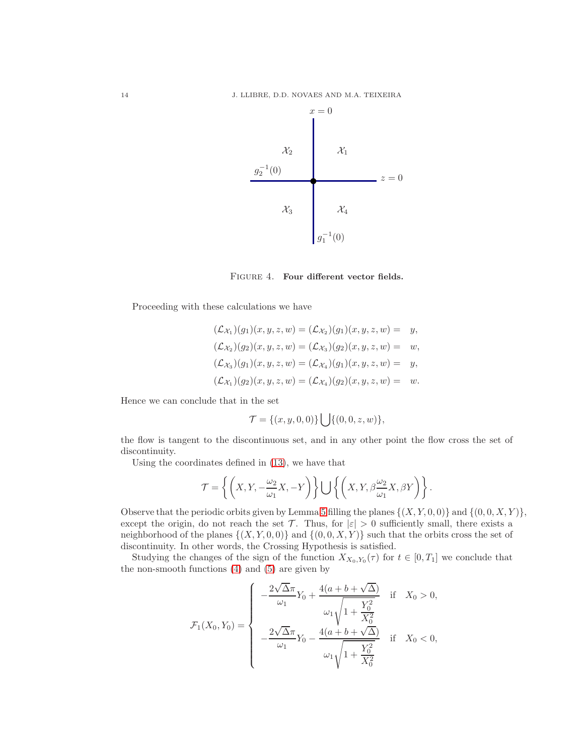FIGURE 4. **Four different vector fields.**

Proceeding with these calculations we have

$$
\begin{aligned}
(\mathcal{L}_{\mathcal{X}_1})(g_1)(x,y,z,w) = (\mathcal{L}_{\mathcal{X}_2})(g_1)(x,y,z,w) &= \quad y,\\
(\mathcal{L}_{\mathcal{X}_2})(g_2)(x,y,z,w) = (\mathcal{L}_{\mathcal{X}_3})(g_2)(x,y,z,w) &= \quad w,\\
(\mathcal{L}_{\mathcal{X}_3})(g_1)(x,y,z,w) = (\mathcal{L}_{\mathcal{X}_4})(g_1)(x,y,z,w) &= \quad y,\\
(\mathcal{L}_{\mathcal{X}_1})(g_2)(x,y,z,w) = (\mathcal{L}_{\mathcal{X}_4})(g_2)(x,y,z,w) &= \quad w.
\end{aligned}
$$

Hence we can conclude that in the set

$$
\mathcal{T} = \{(x,y,0,0)\} \bigcup \{(0,0,z,w)\},
$$

the flow is tangent to the discontinuous set, and in any other point the flow cross the set of discontinuity.

Using the coordinates defined in (13), we have that

$$
\mathcal{T} = \left\{ \left( X, Y, -\frac{\omega_2}{\omega_1}X, -Y \right) \right\} \bigcup \left\{ \left( X, Y, \beta\frac{\omega_2}{\omega_1}X, \beta Y \right) \right\}.
$$

Observe that the periodic orbits given by Lemma 5 filling the planes $\{(X,Y,0,0)\}$ and $\{(0,0,X,Y)\}$, except the origin, do not reach the set $\mathcal{T}$. Thus, for $|\varepsilon| > 0$ sufficiently small, there exists a neighborhood of the planes $\{(X,Y,0,0)\}$ and $\{(0,0,X,Y)\}$ such that the orbits cross the set of discontinuity. In other words, the Crossing Hypothesis is satisfied.

Studying the changes of the sign of the function $X_{X_0,Y_0}(\tau)$ for $t \in [0, T_1]$ we conclude that the non-smooth functions (4) and (5) are given by

$$
\mathcal{F}_1(X_0,Y_0) = \left\{
\begin{array}{ll}
-\dfrac{2\sqrt{\Delta}\pi}{\omega_1}Y_0 + \dfrac{4(a+b+\sqrt{\Delta})}{\omega_1\sqrt{1+\dfrac{Y_0^2}{X_0^2}}} & \text{if} \quad X_0 > 0,\\[6mm]
-\dfrac{2\sqrt{\Delta}\pi}{\omega_1}Y_0 - \dfrac{4(a+b+\sqrt{\Delta})}{\omega_1\sqrt{1+\dfrac{Y_0^2}{X_0^2}}} & \text{if} \quad X_0 < 0,
\end{array}
\right.
$$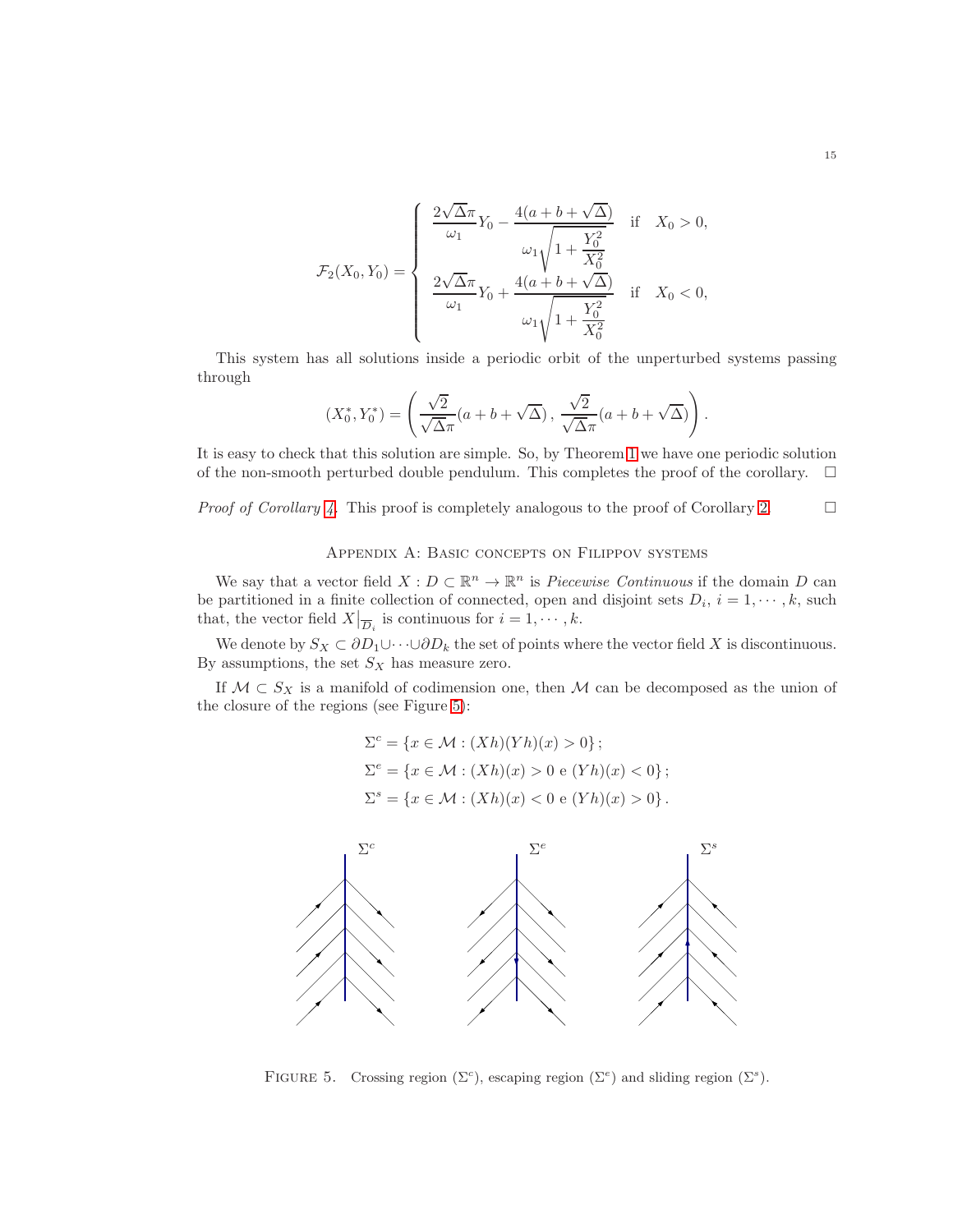$$
\mathcal{F}_2(X_0, Y_0) = \begin{cases} \dfrac{2\sqrt{\Delta}\pi}{\omega_1} Y_0 - \dfrac{4(a+b+\sqrt{\Delta})}{\omega_1\sqrt{1+\dfrac{Y_0^2}{X_0^2}}} & \text{if} \quad X_0 > 0, \\ \dfrac{2\sqrt{\Delta}\pi}{\omega_1} Y_0 + \dfrac{4(a+b+\sqrt{\Delta})}{\omega_1\sqrt{1+\dfrac{Y_0^2}{X_0^2}}} & \text{if} \quad X_0 < 0, \end{cases}
$$

This system has all solutions inside a periodic orbit of the unperturbed systems passing through

$$
(X_0^*, Y_0^*) = \left( \frac{\sqrt{2}}{\sqrt{\Delta}\pi}(a+b+\sqrt{\Delta}), \, \frac{\sqrt{2}}{\sqrt{\Delta}\pi}(a+b+\sqrt{\Delta}) \right).
$$

It is easy to check that this solution are simple. So, by Theorem 1 we have one periodic solution of the non-smooth perturbed double pendulum. This completes the proof of the corollary. $\square$

*Proof of Corollary 4.* This proof is completely analogous to the proof of Corollary 2. $\square$

## Appendix A: Basic concepts on Filippov systems

We say that a vector field $X : D \subset \mathbb{R}^n \to \mathbb{R}^n$ is *Piecewise Continuous* if the domain $D$ can be partitioned in a finite collection of connected, open and disjoint sets $D_i$, $i = 1, \cdots, k$, such that, the vector field $X\big|_{\overline{D}_i}$ is continuous for $i = 1, \cdots, k$.

We denote by $S_X \subset \partial D_1 \cup \cdots \cup \partial D_k$ the set of points where the vector field $X$ is discontinuous. By assumptions, the set $S_X$ has measure zero.

If $\mathcal{M} \subset S_X$ is a manifold of codimension one, then $\mathcal{M}$ can be decomposed as the union of the closure of the regions (see Figure 5):

$$
\begin{aligned}
\Sigma^c &= \{x \in \mathcal{M} : (Xh)(Yh)(x) > 0\}; \\
\Sigma^e &= \{x \in \mathcal{M} : (Xh)(x) > 0 \text{ e } (Yh)(x) < 0\}; \\
\Sigma^s &= \{x \in \mathcal{M} : (Xh)(x) < 0 \text{ e } (Yh)(x) > 0\}.
\end{aligned}
$$

Figure 5. Crossing region ($\Sigma^c$), escaping region ($\Sigma^e$) and sliding region ($\Sigma^s$).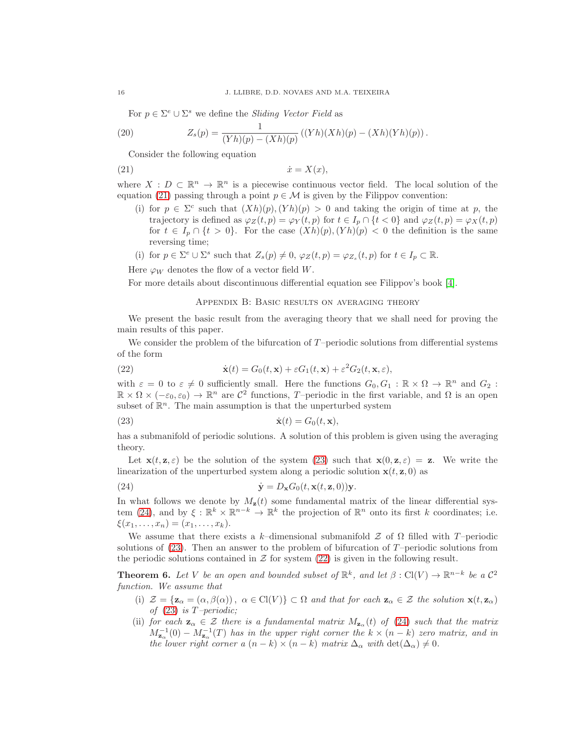For $p \in \Sigma^e \cup \Sigma^s$ we define the *Sliding Vector Field* as

$$Z_s(p) = \frac{1}{(Yh)(p) - (Xh)(p)} \left( (Yh)(Xh)(p) - (Xh)(Yh)(p) \right). \tag{20}$$

Consider the following equation

$$\dot{x} = X(x), \tag{21}$$

where $X : D \subset \mathbb{R}^n \to \mathbb{R}^n$ is a piecewise continuous vector field. The local solution of the equation (21) passing through a point $p \in \mathcal{M}$ is given by the Filippov convention:

(i) for $p \in \Sigma^c$ such that $(Xh)(p), (Yh)(p) > 0$ and taking the origin of time at $p$, the trajectory is defined as $\varphi_Z(t,p) = \varphi_Y(t,p)$ for $t \in I_p \cap \{t < 0\}$ and $\varphi_Z(t,p) = \varphi_X(t,p)$ for $t \in I_p \cap \{t > 0\}$. For the case $(Xh)(p), (Yh)(p) < 0$ the definition is the same reversing time;

(i) for $p \in \Sigma^e \cup \Sigma^s$ such that $Z_s(p) \neq 0$, $\varphi_Z(t,p) = \varphi_{Z_s}(t,p)$ for $t \in I_p \subset \mathbb{R}$.

Here $\varphi_W$ denotes the flow of a vector field $W$.

For more details about discontinuous differential equation see Filippov's book [4].

## Appendix B: Basic results on averaging theory

We present the basic result from the averaging theory that we shall need for proving the main results of this paper.

We consider the problem of the bifurcation of $T$–periodic solutions from differential systems of the form

$$\dot{\mathbf{x}}(t) = G_0(t, \mathbf{x}) + \varepsilon G_1(t, \mathbf{x}) + \varepsilon^2 G_2(t, \mathbf{x}, \varepsilon), \tag{22}$$

with $\varepsilon = 0$ to $\varepsilon \neq 0$ sufficiently small. Here the functions $G_0, G_1 : \mathbb{R} \times \Omega \to \mathbb{R}^n$ and $G_2 : \mathbb{R} \times \Omega \times (-\varepsilon_0, \varepsilon_0) \to \mathbb{R}^n$ are $\mathcal{C}^2$ functions, $T$–periodic in the first variable, and $\Omega$ is an open subset of $\mathbb{R}^n$. The main assumption is that the unperturbed system

$$\dot{\mathbf{x}}(t) = G_0(t, \mathbf{x}), \tag{23}$$

has a submanifold of periodic solutions. A solution of this problem is given using the averaging theory.

Let $\mathbf{x}(t, \mathbf{z}, \varepsilon)$ be the solution of the system (23) such that $\mathbf{x}(0, \mathbf{z}, \varepsilon) = \mathbf{z}$. We write the linearization of the unperturbed system along a periodic solution $\mathbf{x}(t, \mathbf{z}, 0)$ as

$$\dot{\mathbf{y}} = D_{\mathbf{x}} G_0(t, \mathbf{x}(t, \mathbf{z}, 0))\mathbf{y}. \tag{24}$$

In what follows we denote by $M_{\mathbf{z}}(t)$ some fundamental matrix of the linear differential system (24), and by $\xi : \mathbb{R}^k \times \mathbb{R}^{n-k} \to \mathbb{R}^k$ the projection of $\mathbb{R}^n$ onto its first $k$ coordinates; i.e. $\xi(x_1, \ldots, x_n) = (x_1, \ldots, x_k)$.

We assume that there exists a $k$–dimensional submanifold $\mathcal{Z}$ of $\Omega$ filled with $T$–periodic solutions of (23). Then an answer to the problem of bifurcation of $T$–periodic solutions from the periodic solutions contained in $\mathcal{Z}$ for system (22) is given in the following result.

**Theorem 6.** *Let $V$ be an open and bounded subset of $\mathbb{R}^k$, and let $\beta : \mathrm{Cl}(V) \to \mathbb{R}^{n-k}$ be a $\mathcal{C}^2$ function. We assume that*

(i) *$\mathcal{Z} = \{\mathbf{z}_\alpha = (\alpha, \beta(\alpha)),\ \alpha \in \mathrm{Cl}(V)\} \subset \Omega$ and that for each $\mathbf{z}_\alpha \in \mathcal{Z}$ the solution $\mathbf{x}(t, \mathbf{z}_\alpha)$ of (23) is $T$–periodic;*

(ii) *for each $\mathbf{z}_\alpha \in \mathcal{Z}$ there is a fundamental matrix $M_{\mathbf{z}_\alpha}(t)$ of (24) such that the matrix $M_{\mathbf{z}_\alpha}^{-1}(0) - M_{\mathbf{z}_\alpha}^{-1}(T)$ has in the upper right corner the $k \times (n-k)$ zero matrix, and in the lower right corner a $(n-k) \times (n-k)$ matrix $\Delta_\alpha$ with $\det(\Delta_\alpha) \neq 0$.*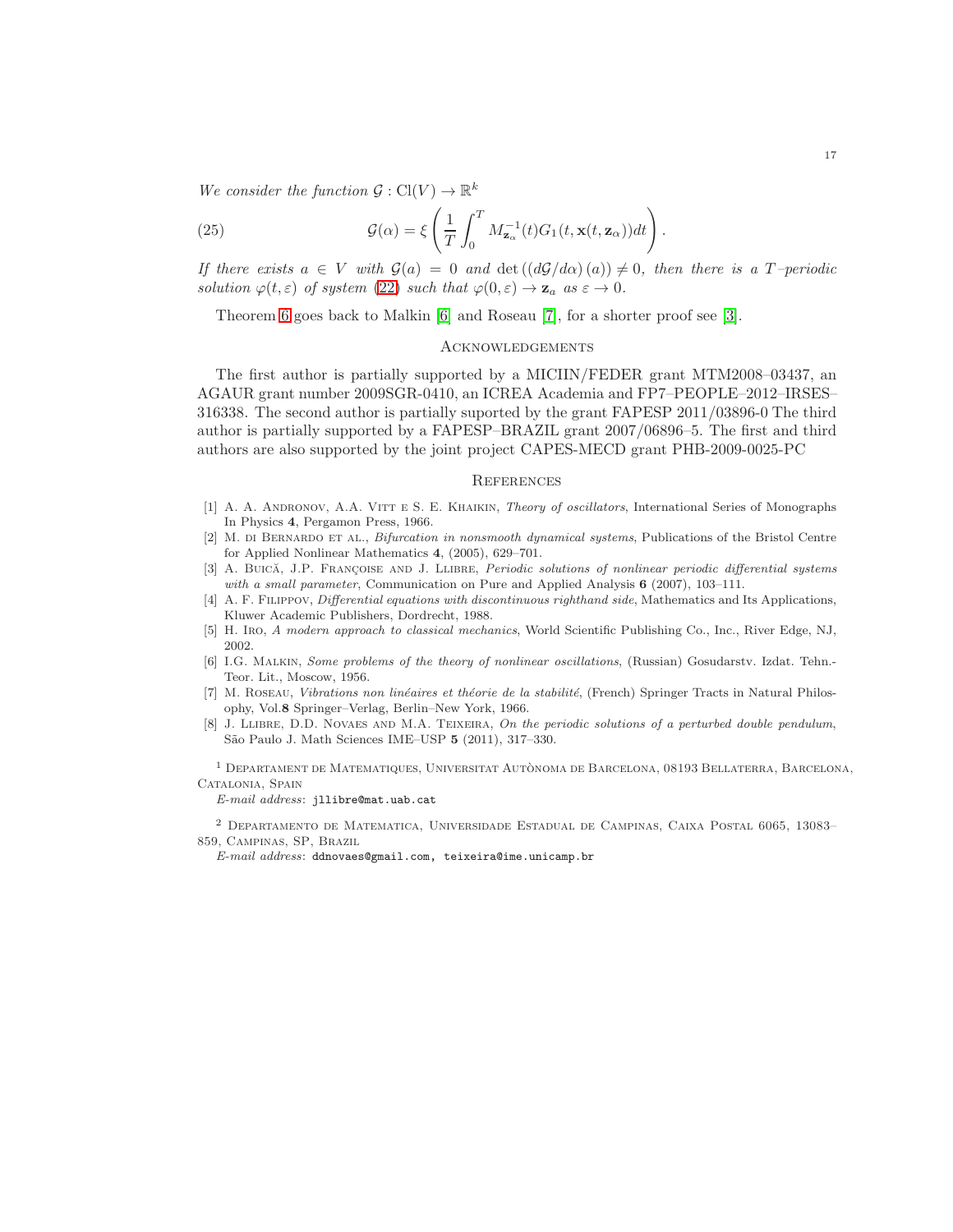*We consider the function* $\mathcal{G} : \mathrm{Cl}(V) \to \mathbb{R}^k$

$$\mathcal{G}(\alpha) = \xi \left( \frac{1}{T} \int_0^T M_{\mathbf{z}_\alpha}^{-1}(t) G_1(t, \mathbf{x}(t, \mathbf{z}_\alpha)) dt \right). \tag{25}$$

*If there exists* $a \in V$ *with* $\mathcal{G}(a) = 0$ *and* $\det\left( \left( d\mathcal{G}/d\alpha \right)(a) \right) \neq 0$*, then there is a* $T$*–periodic solution* $\varphi(t, \varepsilon)$ *of system* (22) *such that* $\varphi(0, \varepsilon) \to \mathbf{z}_a$ *as* $\varepsilon \to 0$*.*

Theorem 6 goes back to Malkin [6] and Roseau [7], for a shorter proof see [3].

## Acknowledgements

The first author is partially supported by a MICIIN/FEDER grant MTM2008–03437, an AGAUR grant number 2009SGR-0410, an ICREA Academia and FP7–PEOPLE–2012–IRSES–316338. The second author is partially suported by the grant FAPESP 2011/03896-0 The third author is partially supported by a FAPESP–BRAZIL grant 2007/06896–5. The first and third authors are also supported by the joint project CAPES-MECD grant PHB-2009-0025-PC

## References

[1] A. A. Andronov, A.A. Vitt e S. E. Khaikin, *Theory of oscillators*, International Series of Monographs In Physics **4**, Pergamon Press, 1966.

[2] M. di Bernardo et al., *Bifurcation in nonsmooth dynamical systems*, Publications of the Bristol Centre for Applied Nonlinear Mathematics **4**, (2005), 629–701.

[3] A. Buică, J.P. Françoise and J. Llibre, *Periodic solutions of nonlinear periodic differential systems with a small parameter*, Communication on Pure and Applied Analysis **6** (2007), 103–111.

[4] A. F. Filippov, *Differential equations with discontinuous righthand side*, Mathematics and Its Applications, Kluwer Academic Publishers, Dordrecht, 1988.

[5] H. Iro, *A modern approach to classical mechanics*, World Scientific Publishing Co., Inc., River Edge, NJ, 2002.

[6] I.G. Malkin, *Some problems of the theory of nonlinear oscillations*, (Russian) Gosudarstv. Izdat. Tehn.-Teor. Lit., Moscow, 1956.

[7] M. Roseau, *Vibrations non linéaires et théorie de la stabilité*, (French) Springer Tracts in Natural Philosophy, Vol.**8** Springer–Verlag, Berlin–New York, 1966.

[8] J. Llibre, D.D. Novaes and M.A. Teixeira, *On the periodic solutions of a perturbed double pendulum*, São Paulo J. Math Sciences IME–USP **5** (2011), 317–330.

[1] Departament de Matematiques, Universitat Autònoma de Barcelona, 08193 Bellaterra, Barcelona, Catalonia, Spain

*E-mail address*: jllibre@mat.uab.cat

[2] Departamento de Matematica, Universidade Estadual de Campinas, Caixa Postal 6065, 13083–859, Campinas, SP, Brazil

*E-mail address*: ddnovaes@gmail.com, teixeira@ime.unicamp.br